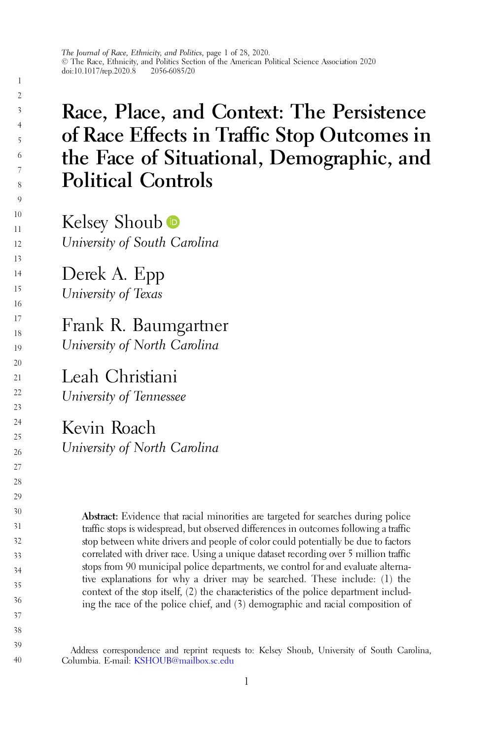# Race, Place, and Context: The Persistence of Race Effects in Traffic Stop Outcomes in the Face of Situational, Demographic, and Political Controls

Kelsey Shoub
*University of South Carolina*

Derek A. Epp
*University of Texas*

Frank R. Baumgartner
*University of North Carolina*

Leah Christiani
*University of Tennessee*

Kevin Roach
*University of North Carolina*

**Abstract:** Evidence that racial minorities are targeted for searches during police traffic stops is widespread, but observed differences in outcomes following a traffic stop between white drivers and people of color could potentially be due to factors correlated with driver race. Using a unique dataset recording over 5 million traffic stops from 90 municipal police departments, we control for and evaluate alternative explanations for why a driver may be searched. These include: (1) the context of the stop itself, (2) the characteristics of the police department including the race of the police chief, and (3) demographic and racial composition of

Address correspondence and reprint requests to: Kelsey Shoub, University of South Carolina, Columbia. E-mail: KSHOUB@mailbox.sc.edu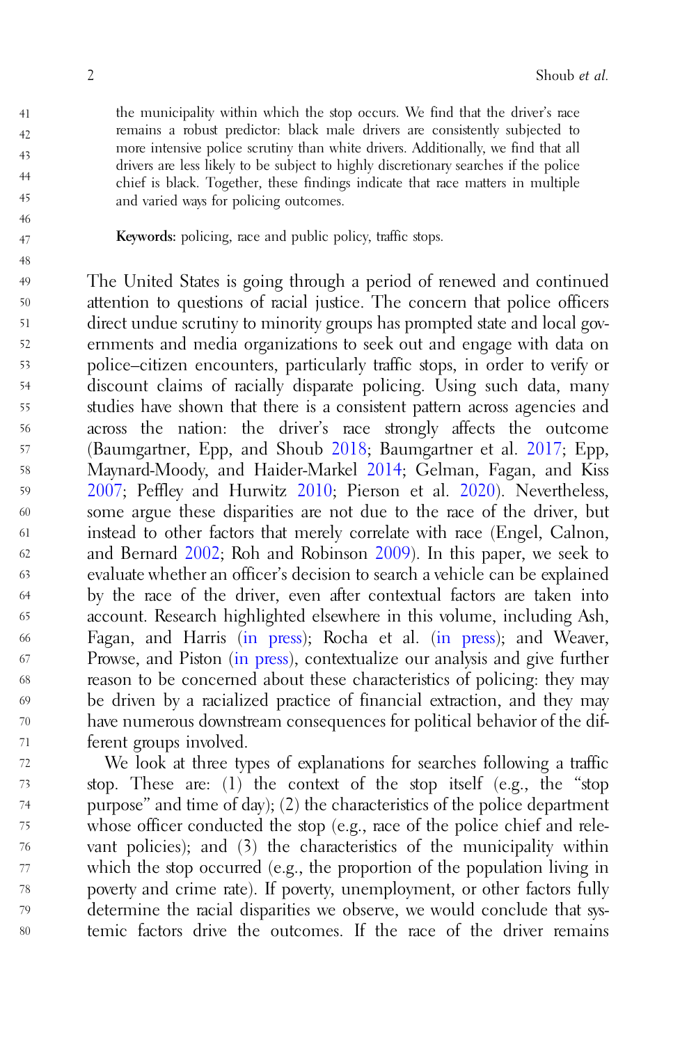the municipality within which the stop occurs. We find that the driver's race remains a robust predictor: black male drivers are consistently subjected to more intensive police scrutiny than white drivers. Additionally, we find that all drivers are less likely to be subject to highly discretionary searches if the police chief is black. Together, these findings indicate that race matters in multiple and varied ways for policing outcomes.

**Keywords:** policing, race and public policy, traffic stops.

The United States is going through a period of renewed and continued attention to questions of racial justice. The concern that police officers direct undue scrutiny to minority groups has prompted state and local governments and media organizations to seek out and engage with data on police–citizen encounters, particularly traffic stops, in order to verify or discount claims of racially disparate policing. Using such data, many studies have shown that there is a consistent pattern across agencies and across the nation: the driver's race strongly affects the outcome (Baumgartner, Epp, and Shoub 2018; Baumgartner et al. 2017; Epp, Maynard-Moody, and Haider-Markel 2014; Gelman, Fagan, and Kiss 2007; Peffley and Hurwitz 2010; Pierson et al. 2020). Nevertheless, some argue these disparities are not due to the race of the driver, but instead to other factors that merely correlate with race (Engel, Calnon, and Bernard 2002; Roh and Robinson 2009). In this paper, we seek to evaluate whether an officer's decision to search a vehicle can be explained by the race of the driver, even after contextual factors are taken into account. Research highlighted elsewhere in this volume, including Ash, Fagan, and Harris (in press); Rocha et al. (in press); and Weaver, Prowse, and Piston (in press), contextualize our analysis and give further reason to be concerned about these characteristics of policing: they may be driven by a racialized practice of financial extraction, and they may have numerous downstream consequences for political behavior of the different groups involved.

We look at three types of explanations for searches following a traffic stop. These are: (1) the context of the stop itself (e.g., the "stop purpose" and time of day); (2) the characteristics of the police department whose officer conducted the stop (e.g., race of the police chief and relevant policies); and (3) the characteristics of the municipality within which the stop occurred (e.g., the proportion of the population living in poverty and crime rate). If poverty, unemployment, or other factors fully determine the racial disparities we observe, we would conclude that systemic factors drive the outcomes. If the race of the driver remains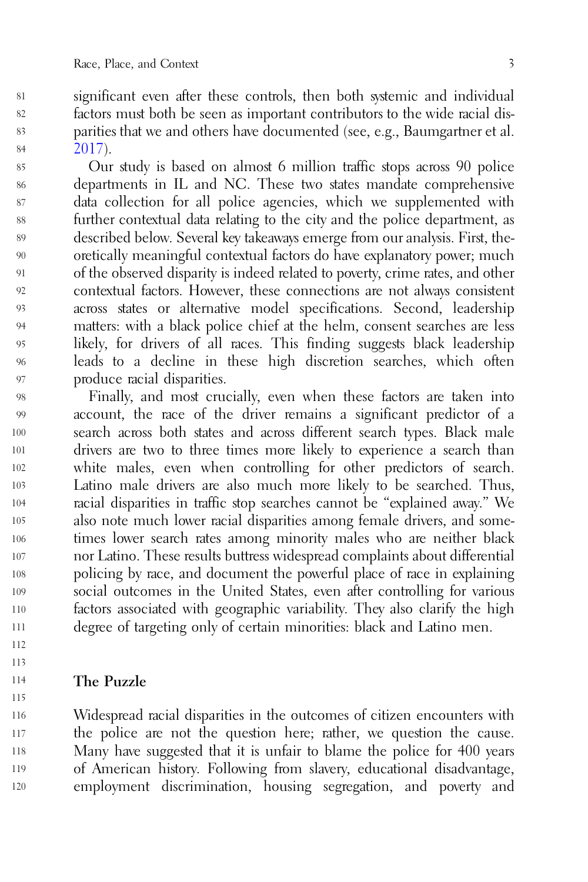significant even after these controls, then both systemic and individual factors must both be seen as important contributors to the wide racial disparities that we and others have documented (see, e.g., Baumgartner et al. 2017).

Our study is based on almost 6 million traffic stops across 90 police departments in IL and NC. These two states mandate comprehensive data collection for all police agencies, which we supplemented with further contextual data relating to the city and the police department, as described below. Several key takeaways emerge from our analysis. First, theoretically meaningful contextual factors do have explanatory power; much of the observed disparity is indeed related to poverty, crime rates, and other contextual factors. However, these connections are not always consistent across states or alternative model specifications. Second, leadership matters: with a black police chief at the helm, consent searches are less likely, for drivers of all races. This finding suggests black leadership leads to a decline in these high discretion searches, which often produce racial disparities.

Finally, and most crucially, even when these factors are taken into account, the race of the driver remains a significant predictor of a search across both states and across different search types. Black male drivers are two to three times more likely to experience a search than white males, even when controlling for other predictors of search. Latino male drivers are also much more likely to be searched. Thus, racial disparities in traffic stop searches cannot be "explained away." We also note much lower racial disparities among female drivers, and sometimes lower search rates among minority males who are neither black nor Latino. These results buttress widespread complaints about differential policing by race, and document the powerful place of race in explaining social outcomes in the United States, even after controlling for various factors associated with geographic variability. They also clarify the high degree of targeting only of certain minorities: black and Latino men.

## The Puzzle

Widespread racial disparities in the outcomes of citizen encounters with the police are not the question here; rather, we question the cause. Many have suggested that it is unfair to blame the police for 400 years of American history. Following from slavery, educational disadvantage, employment discrimination, housing segregation, and poverty and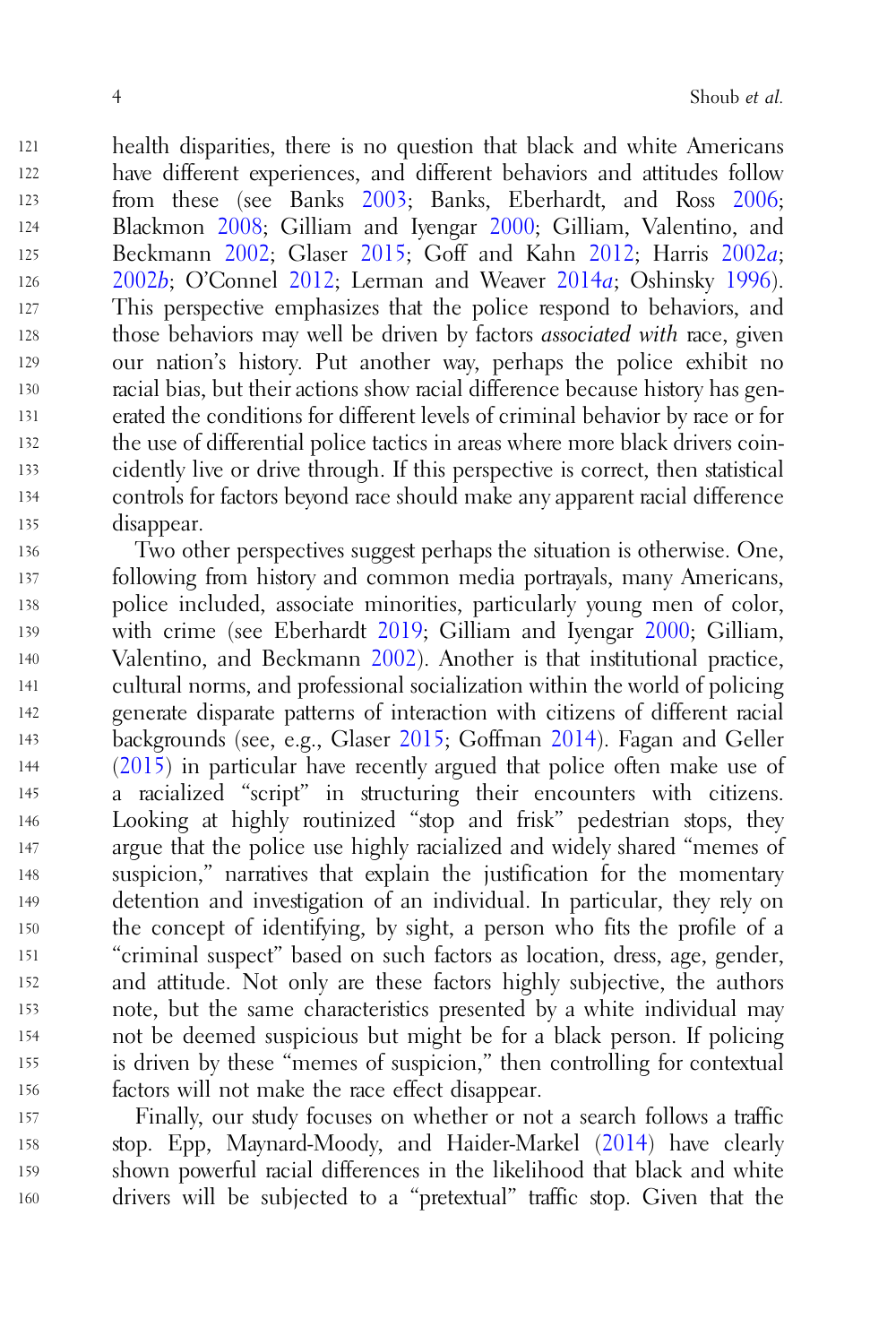health disparities, there is no question that black and white Americans have different experiences, and different behaviors and attitudes follow from these (see Banks 2003; Banks, Eberhardt, and Ross 2006; Blackmon 2008; Gilliam and Iyengar 2000; Gilliam, Valentino, and Beckmann 2002; Glaser 2015; Goff and Kahn 2012; Harris 2002*a*; 2002*b*; O'Connel 2012; Lerman and Weaver 2014*a*; Oshinsky 1996). This perspective emphasizes that the police respond to behaviors, and those behaviors may well be driven by factors *associated with* race, given our nation's history. Put another way, perhaps the police exhibit no racial bias, but their actions show racial difference because history has generated the conditions for different levels of criminal behavior by race or for the use of differential police tactics in areas where more black drivers coincidently live or drive through. If this perspective is correct, then statistical controls for factors beyond race should make any apparent racial difference disappear.

Two other perspectives suggest perhaps the situation is otherwise. One, following from history and common media portrayals, many Americans, police included, associate minorities, particularly young men of color, with crime (see Eberhardt 2019; Gilliam and Iyengar 2000; Gilliam, Valentino, and Beckmann 2002). Another is that institutional practice, cultural norms, and professional socialization within the world of policing generate disparate patterns of interaction with citizens of different racial backgrounds (see, e.g., Glaser 2015; Goffman 2014). Fagan and Geller (2015) in particular have recently argued that police often make use of a racialized "script" in structuring their encounters with citizens. Looking at highly routinized "stop and frisk" pedestrian stops, they argue that the police use highly racialized and widely shared "memes of suspicion," narratives that explain the justification for the momentary detention and investigation of an individual. In particular, they rely on the concept of identifying, by sight, a person who fits the profile of a "criminal suspect" based on such factors as location, dress, age, gender, and attitude. Not only are these factors highly subjective, the authors note, but the same characteristics presented by a white individual may not be deemed suspicious but might be for a black person. If policing is driven by these "memes of suspicion," then controlling for contextual factors will not make the race effect disappear.

Finally, our study focuses on whether or not a search follows a traffic stop. Epp, Maynard-Moody, and Haider-Markel (2014) have clearly shown powerful racial differences in the likelihood that black and white drivers will be subjected to a "pretextual" traffic stop. Given that the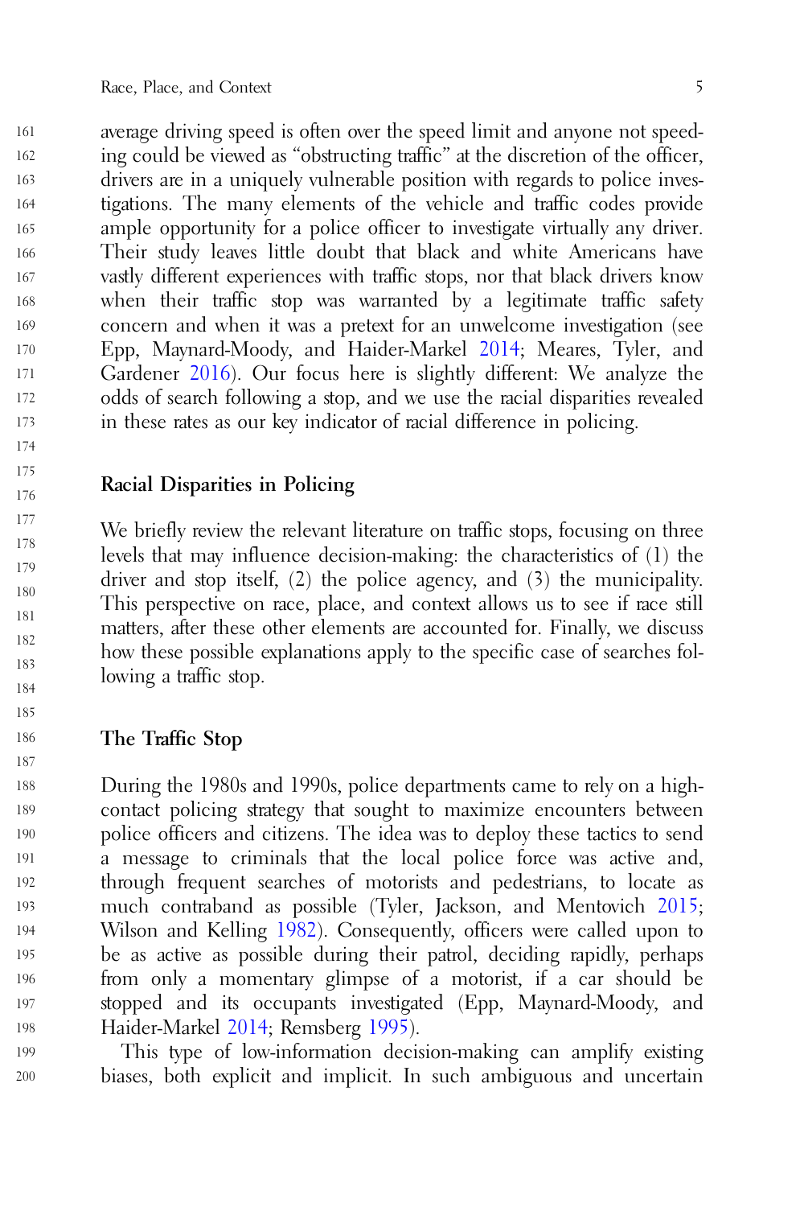average driving speed is often over the speed limit and anyone not speeding could be viewed as "obstructing traffic" at the discretion of the officer, drivers are in a uniquely vulnerable position with regards to police investigations. The many elements of the vehicle and traffic codes provide ample opportunity for a police officer to investigate virtually any driver. Their study leaves little doubt that black and white Americans have vastly different experiences with traffic stops, nor that black drivers know when their traffic stop was warranted by a legitimate traffic safety concern and when it was a pretext for an unwelcome investigation (see Epp, Maynard-Moody, and Haider-Markel 2014; Meares, Tyler, and Gardener 2016). Our focus here is slightly different: We analyze the odds of search following a stop, and we use the racial disparities revealed in these rates as our key indicator of racial difference in policing.

## Racial Disparities in Policing

We briefly review the relevant literature on traffic stops, focusing on three levels that may influence decision-making: the characteristics of (1) the driver and stop itself, (2) the police agency, and (3) the municipality. This perspective on race, place, and context allows us to see if race still matters, after these other elements are accounted for. Finally, we discuss how these possible explanations apply to the specific case of searches following a traffic stop.

## The Traffic Stop

During the 1980s and 1990s, police departments came to rely on a high-contact policing strategy that sought to maximize encounters between police officers and citizens. The idea was to deploy these tactics to send a message to criminals that the local police force was active and, through frequent searches of motorists and pedestrians, to locate as much contraband as possible (Tyler, Jackson, and Mentovich 2015; Wilson and Kelling 1982). Consequently, officers were called upon to be as active as possible during their patrol, deciding rapidly, perhaps from only a momentary glimpse of a motorist, if a car should be stopped and its occupants investigated (Epp, Maynard-Moody, and Haider-Markel 2014; Remsberg 1995).

This type of low-information decision-making can amplify existing biases, both explicit and implicit. In such ambiguous and uncertain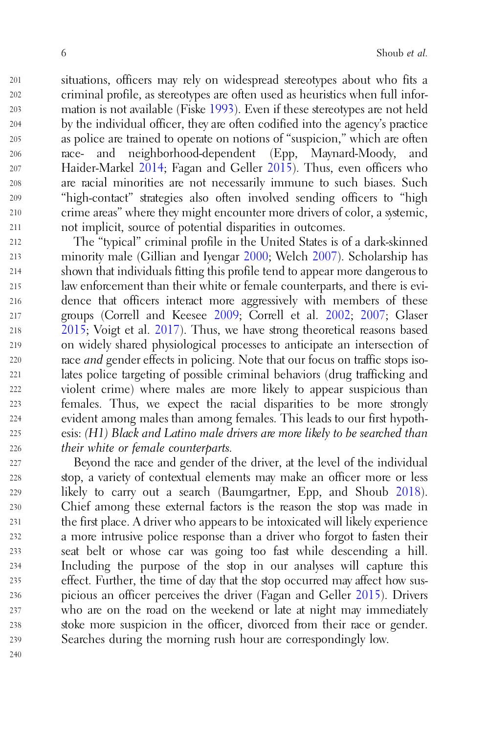situations, officers may rely on widespread stereotypes about who fits a criminal profile, as stereotypes are often used as heuristics when full information is not available (Fiske 1993). Even if these stereotypes are not held by the individual officer, they are often codified into the agency's practice as police are trained to operate on notions of "suspicion," which are often race- and neighborhood-dependent (Epp, Maynard-Moody, and Haider-Markel 2014; Fagan and Geller 2015). Thus, even officers who are racial minorities are not necessarily immune to such biases. Such "high-contact" strategies also often involved sending officers to "high crime areas" where they might encounter more drivers of color, a systemic, not implicit, source of potential disparities in outcomes.

The "typical" criminal profile in the United States is of a dark-skinned minority male (Gillian and Iyengar 2000; Welch 2007). Scholarship has shown that individuals fitting this profile tend to appear more dangerous to law enforcement than their white or female counterparts, and there is evidence that officers interact more aggressively with members of these groups (Correll and Keesee 2009; Correll et al. 2002; 2007; Glaser 2015; Voigt et al. 2017). Thus, we have strong theoretical reasons based on widely shared physiological processes to anticipate an intersection of race *and* gender effects in policing. Note that our focus on traffic stops isolates police targeting of possible criminal behaviors (drug trafficking and violent crime) where males are more likely to appear suspicious than females. Thus, we expect the racial disparities to be more strongly evident among males than among females. This leads to our first hypothesis: *(H1) Black and Latino male drivers are more likely to be searched than their white or female counterparts.*

Beyond the race and gender of the driver, at the level of the individual stop, a variety of contextual elements may make an officer more or less likely to carry out a search (Baumgartner, Epp, and Shoub 2018). Chief among these external factors is the reason the stop was made in the first place. A driver who appears to be intoxicated will likely experience a more intrusive police response than a driver who forgot to fasten their seat belt or whose car was going too fast while descending a hill. Including the purpose of the stop in our analyses will capture this effect. Further, the time of day that the stop occurred may affect how suspicious an officer perceives the driver (Fagan and Geller 2015). Drivers who are on the road on the weekend or late at night may immediately stoke more suspicion in the officer, divorced from their race or gender. Searches during the morning rush hour are correspondingly low.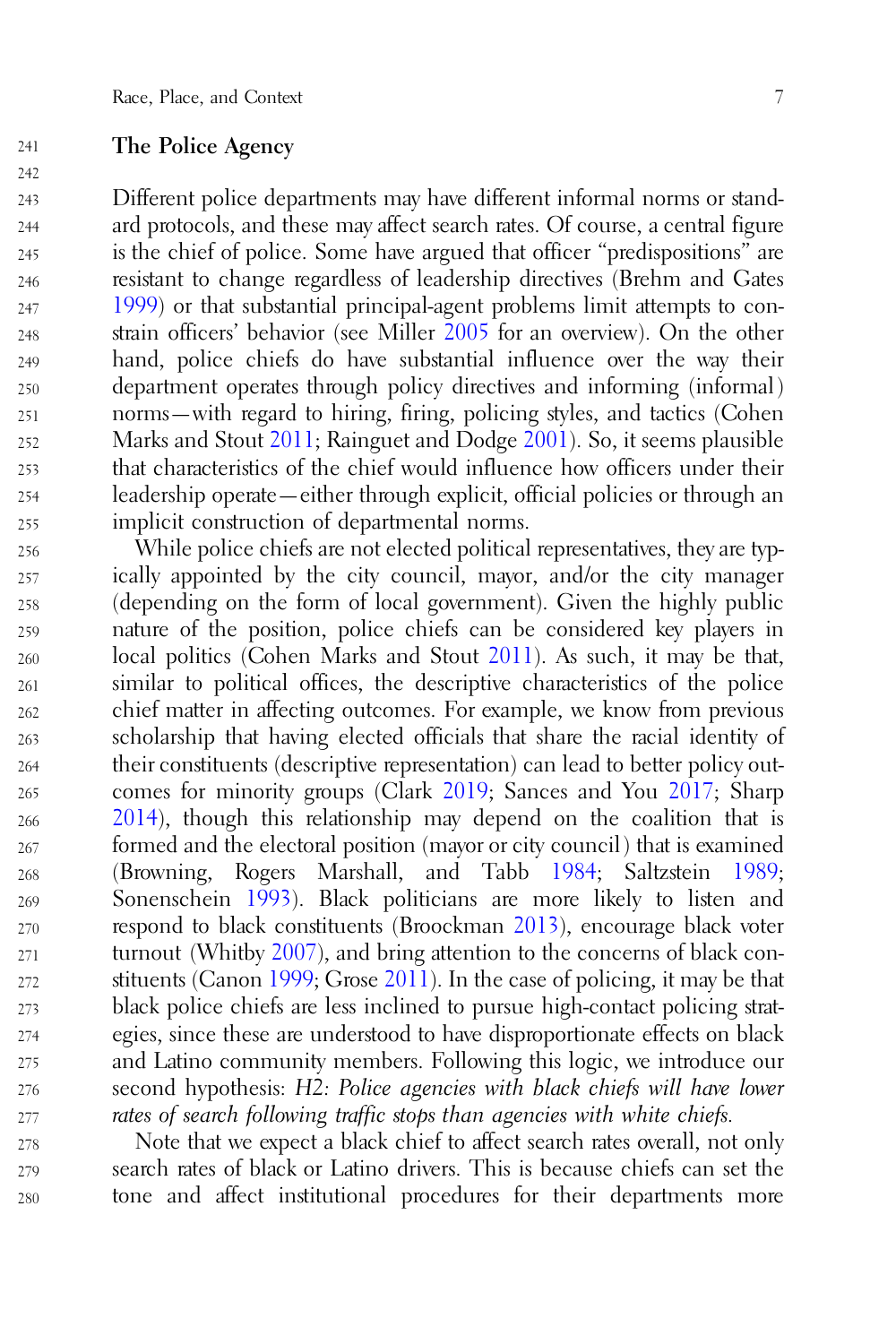## The Police Agency

Different police departments may have different informal norms or standard protocols, and these may affect search rates. Of course, a central figure is the chief of police. Some have argued that officer "predispositions" are resistant to change regardless of leadership directives (Brehm and Gates 1999) or that substantial principal-agent problems limit attempts to constrain officers' behavior (see Miller 2005 for an overview). On the other hand, police chiefs do have substantial influence over the way their department operates through policy directives and informing (informal) norms—with regard to hiring, firing, policing styles, and tactics (Cohen Marks and Stout 2011; Rainguet and Dodge 2001). So, it seems plausible that characteristics of the chief would influence how officers under their leadership operate—either through explicit, official policies or through an implicit construction of departmental norms.

While police chiefs are not elected political representatives, they are typically appointed by the city council, mayor, and/or the city manager (depending on the form of local government). Given the highly public nature of the position, police chiefs can be considered key players in local politics (Cohen Marks and Stout 2011). As such, it may be that, similar to political offices, the descriptive characteristics of the police chief matter in affecting outcomes. For example, we know from previous scholarship that having elected officials that share the racial identity of their constituents (descriptive representation) can lead to better policy outcomes for minority groups (Clark 2019; Sances and You 2017; Sharp 2014), though this relationship may depend on the coalition that is formed and the electoral position (mayor or city council) that is examined (Browning, Rogers Marshall, and Tabb 1984; Saltzstein 1989; Sonenschein 1993). Black politicians are more likely to listen and respond to black constituents (Broockman 2013), encourage black voter turnout (Whitby 2007), and bring attention to the concerns of black constituents (Canon 1999; Grose 2011). In the case of policing, it may be that black police chiefs are less inclined to pursue high-contact policing strategies, since these are understood to have disproportionate effects on black and Latino community members. Following this logic, we introduce our second hypothesis: *H2: Police agencies with black chiefs will have lower rates of search following traffic stops than agencies with white chiefs.*

Note that we expect a black chief to affect search rates overall, not only search rates of black or Latino drivers. This is because chiefs can set the tone and affect institutional procedures for their departments more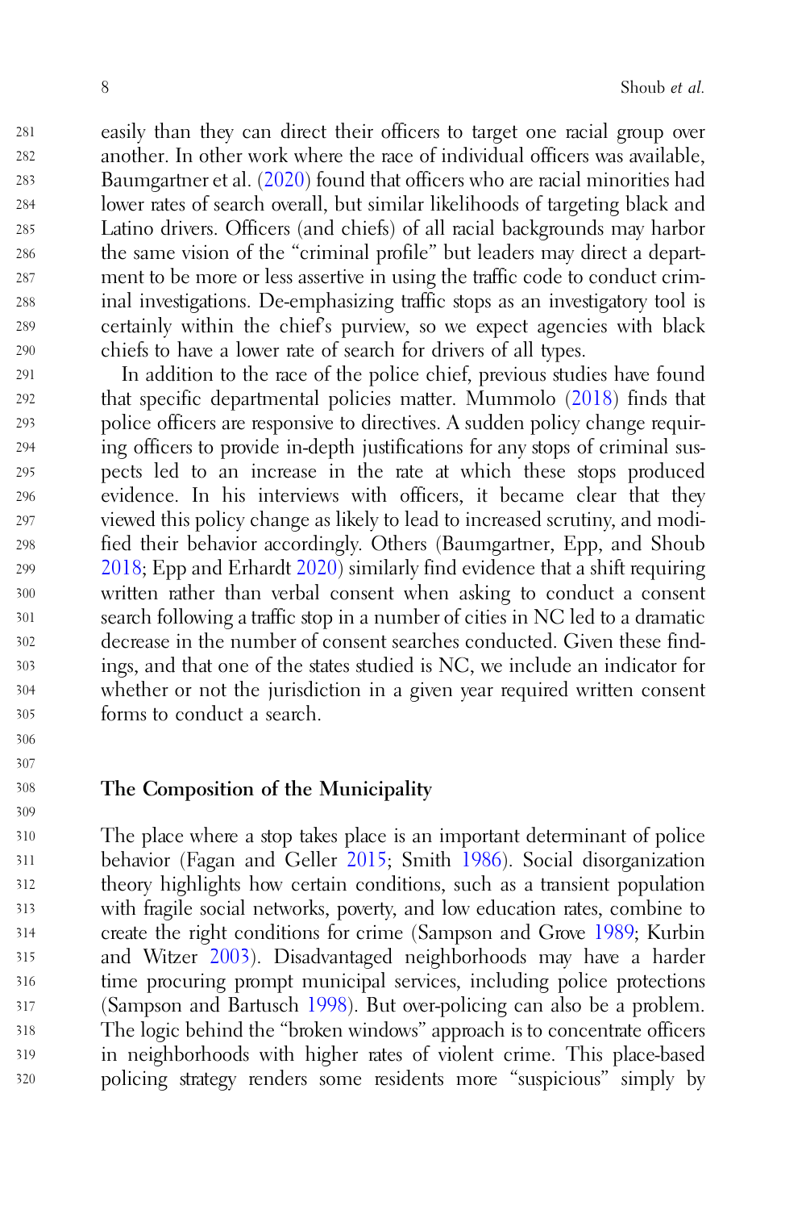easily than they can direct their officers to target one racial group over another. In other work where the race of individual officers was available, Baumgartner et al. (2020) found that officers who are racial minorities had lower rates of search overall, but similar likelihoods of targeting black and Latino drivers. Officers (and chiefs) of all racial backgrounds may harbor the same vision of the "criminal profile" but leaders may direct a department to be more or less assertive in using the traffic code to conduct criminal investigations. De-emphasizing traffic stops as an investigatory tool is certainly within the chief's purview, so we expect agencies with black chiefs to have a lower rate of search for drivers of all types.

In addition to the race of the police chief, previous studies have found that specific departmental policies matter. Mummolo (2018) finds that police officers are responsive to directives. A sudden policy change requiring officers to provide in-depth justifications for any stops of criminal suspects led to an increase in the rate at which these stops produced evidence. In his interviews with officers, it became clear that they viewed this policy change as likely to lead to increased scrutiny, and modified their behavior accordingly. Others (Baumgartner, Epp, and Shoub 2018; Epp and Erhardt 2020) similarly find evidence that a shift requiring written rather than verbal consent when asking to conduct a consent search following a traffic stop in a number of cities in NC led to a dramatic decrease in the number of consent searches conducted. Given these findings, and that one of the states studied is NC, we include an indicator for whether or not the jurisdiction in a given year required written consent forms to conduct a search.

## The Composition of the Municipality

The place where a stop takes place is an important determinant of police behavior (Fagan and Geller 2015; Smith 1986). Social disorganization theory highlights how certain conditions, such as a transient population with fragile social networks, poverty, and low education rates, combine to create the right conditions for crime (Sampson and Grove 1989; Kurbin and Witzer 2003). Disadvantaged neighborhoods may have a harder time procuring prompt municipal services, including police protections (Sampson and Bartusch 1998). But over-policing can also be a problem. The logic behind the "broken windows" approach is to concentrate officers in neighborhoods with higher rates of violent crime. This place-based policing strategy renders some residents more "suspicious" simply by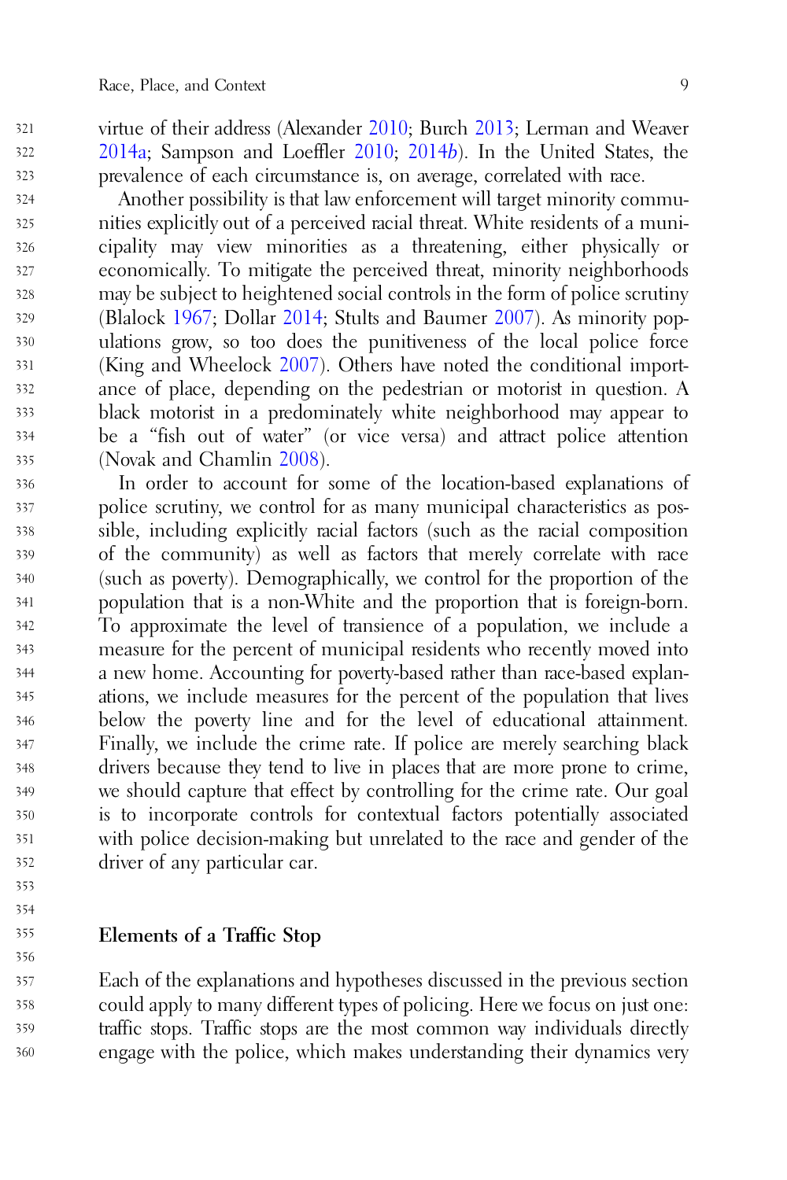virtue of their address (Alexander 2010; Burch 2013; Lerman and Weaver 2014a; Sampson and Loeffler 2010; 2014*b*). In the United States, the prevalence of each circumstance is, on average, correlated with race.

Another possibility is that law enforcement will target minority communities explicitly out of a perceived racial threat. White residents of a municipality may view minorities as a threatening, either physically or economically. To mitigate the perceived threat, minority neighborhoods may be subject to heightened social controls in the form of police scrutiny (Blalock 1967; Dollar 2014; Stults and Baumer 2007). As minority populations grow, so too does the punitiveness of the local police force (King and Wheelock 2007). Others have noted the conditional importance of place, depending on the pedestrian or motorist in question. A black motorist in a predominately white neighborhood may appear to be a "fish out of water" (or vice versa) and attract police attention (Novak and Chamlin 2008).

In order to account for some of the location-based explanations of police scrutiny, we control for as many municipal characteristics as possible, including explicitly racial factors (such as the racial composition of the community) as well as factors that merely correlate with race (such as poverty). Demographically, we control for the proportion of the population that is a non-White and the proportion that is foreign-born. To approximate the level of transience of a population, we include a measure for the percent of municipal residents who recently moved into a new home. Accounting for poverty-based rather than race-based explanations, we include measures for the percent of the population that lives below the poverty line and for the level of educational attainment. Finally, we include the crime rate. If police are merely searching black drivers because they tend to live in places that are more prone to crime, we should capture that effect by controlling for the crime rate. Our goal is to incorporate controls for contextual factors potentially associated with police decision-making but unrelated to the race and gender of the driver of any particular car.

## Elements of a Traffic Stop

Each of the explanations and hypotheses discussed in the previous section could apply to many different types of policing. Here we focus on just one: traffic stops. Traffic stops are the most common way individuals directly engage with the police, which makes understanding their dynamics very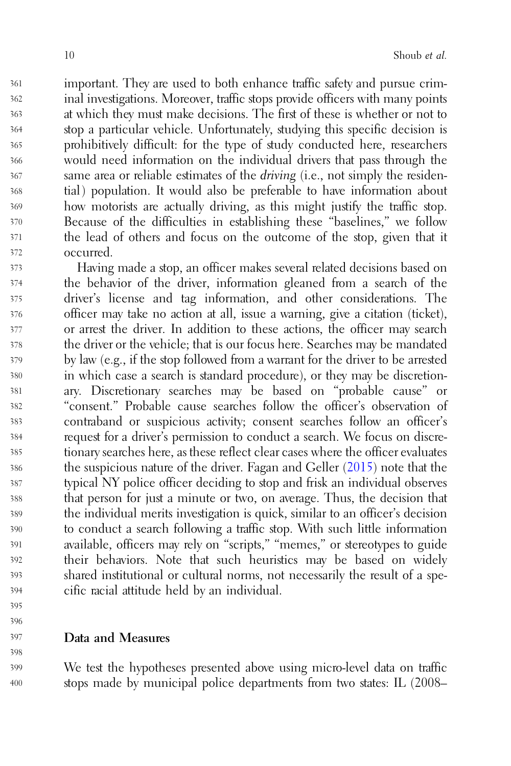important. They are used to both enhance traffic safety and pursue criminal investigations. Moreover, traffic stops provide officers with many points at which they must make decisions. The first of these is whether or not to stop a particular vehicle. Unfortunately, studying this specific decision is prohibitively difficult: for the type of study conducted here, researchers would need information on the individual drivers that pass through the same area or reliable estimates of the *driving* (i.e., not simply the residential) population. It would also be preferable to have information about how motorists are actually driving, as this might justify the traffic stop. Because of the difficulties in establishing these "baselines," we follow the lead of others and focus on the outcome of the stop, given that it occurred.

Having made a stop, an officer makes several related decisions based on the behavior of the driver, information gleaned from a search of the driver's license and tag information, and other considerations. The officer may take no action at all, issue a warning, give a citation (ticket), or arrest the driver. In addition to these actions, the officer may search the driver or the vehicle; that is our focus here. Searches may be mandated by law (e.g., if the stop followed from a warrant for the driver to be arrested in which case a search is standard procedure), or they may be discretionary. Discretionary searches may be based on "probable cause" or "consent." Probable cause searches follow the officer's observation of contraband or suspicious activity; consent searches follow an officer's request for a driver's permission to conduct a search. We focus on discretionary searches here, as these reflect clear cases where the officer evaluates the suspicious nature of the driver. Fagan and Geller (2015) note that the typical NY police officer deciding to stop and frisk an individual observes that person for just a minute or two, on average. Thus, the decision that the individual merits investigation is quick, similar to an officer's decision to conduct a search following a traffic stop. With such little information available, officers may rely on "scripts," "memes," or stereotypes to guide their behaviors. Note that such heuristics may be based on widely shared institutional or cultural norms, not necessarily the result of a specific racial attitude held by an individual.

## Data and Measures

We test the hypotheses presented above using micro-level data on traffic stops made by municipal police departments from two states: IL (2008–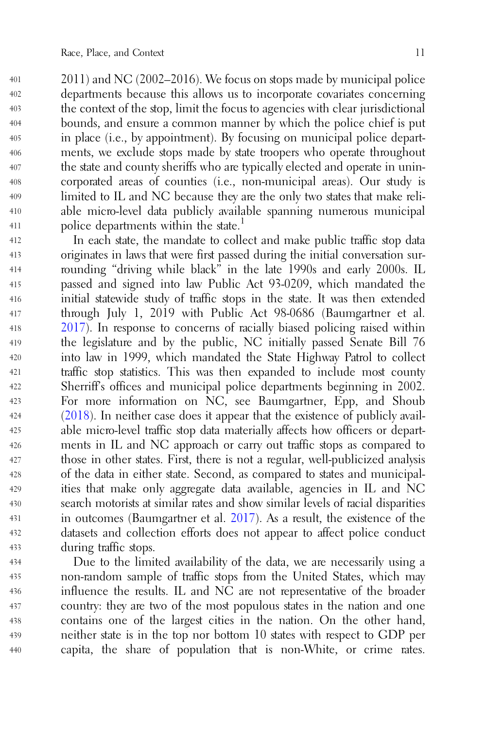2011) and NC (2002–2016). We focus on stops made by municipal police departments because this allows us to incorporate covariates concerning the context of the stop, limit the focus to agencies with clear jurisdictional bounds, and ensure a common manner by which the police chief is put in place (i.e., by appointment). By focusing on municipal police departments, we exclude stops made by state troopers who operate throughout the state and county sheriffs who are typically elected and operate in unincorporated areas of counties (i.e., non-municipal areas). Our study is limited to IL and NC because they are the only two states that make reliable micro-level data publicly available spanning numerous municipal police departments within the state.[1]

In each state, the mandate to collect and make public traffic stop data originates in laws that were first passed during the initial conversation surrounding "driving while black" in the late 1990s and early 2000s. IL passed and signed into law Public Act 93-0209, which mandated the initial statewide study of traffic stops in the state. It was then extended through July 1, 2019 with Public Act 98-0686 (Baumgartner et al. 2017). In response to concerns of racially biased policing raised within the legislature and by the public, NC initially passed Senate Bill 76 into law in 1999, which mandated the State Highway Patrol to collect traffic stop statistics. This was then expanded to include most county Sherriff's offices and municipal police departments beginning in 2002. For more information on NC, see Baumgartner, Epp, and Shoub (2018). In neither case does it appear that the existence of publicly available micro-level traffic stop data materially affects how officers or departments in IL and NC approach or carry out traffic stops as compared to those in other states. First, there is not a regular, well-publicized analysis of the data in either state. Second, as compared to states and municipalities that make only aggregate data available, agencies in IL and NC search motorists at similar rates and show similar levels of racial disparities in outcomes (Baumgartner et al. 2017). As a result, the existence of the datasets and collection efforts does not appear to affect police conduct during traffic stops.

Due to the limited availability of the data, we are necessarily using a non-random sample of traffic stops from the United States, which may influence the results. IL and NC are not representative of the broader country: they are two of the most populous states in the nation and one contains one of the largest cities in the nation. On the other hand, neither state is in the top nor bottom 10 states with respect to GDP per capita, the share of population that is non-White, or crime rates.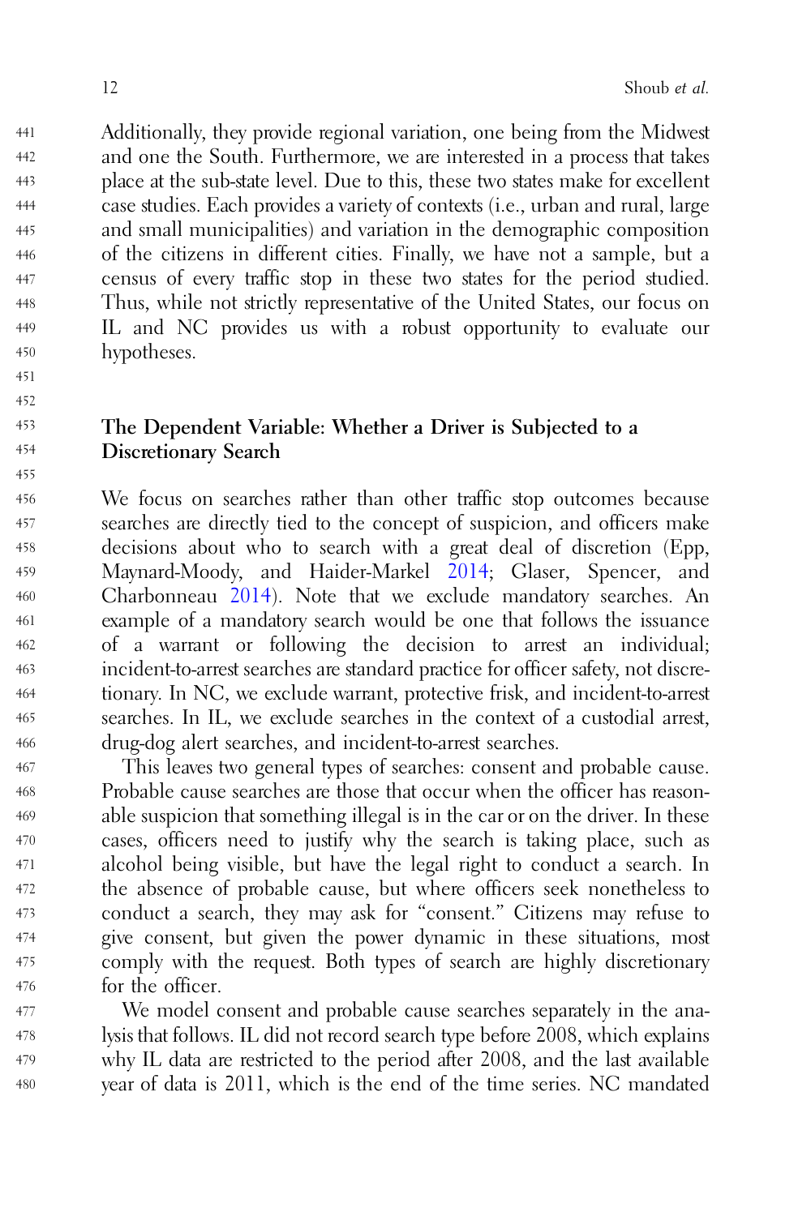Additionally, they provide regional variation, one being from the Midwest and one the South. Furthermore, we are interested in a process that takes place at the sub-state level. Due to this, these two states make for excellent case studies. Each provides a variety of contexts (i.e., urban and rural, large and small municipalities) and variation in the demographic composition of the citizens in different cities. Finally, we have not a sample, but a census of every traffic stop in these two states for the period studied. Thus, while not strictly representative of the United States, our focus on IL and NC provides us with a robust opportunity to evaluate our hypotheses.

## The Dependent Variable: Whether a Driver is Subjected to a Discretionary Search

We focus on searches rather than other traffic stop outcomes because searches are directly tied to the concept of suspicion, and officers make decisions about who to search with a great deal of discretion (Epp, Maynard-Moody, and Haider-Markel 2014; Glaser, Spencer, and Charbonneau 2014). Note that we exclude mandatory searches. An example of a mandatory search would be one that follows the issuance of a warrant or following the decision to arrest an individual; incident-to-arrest searches are standard practice for officer safety, not discretionary. In NC, we exclude warrant, protective frisk, and incident-to-arrest searches. In IL, we exclude searches in the context of a custodial arrest, drug-dog alert searches, and incident-to-arrest searches.

This leaves two general types of searches: consent and probable cause. Probable cause searches are those that occur when the officer has reasonable suspicion that something illegal is in the car or on the driver. In these cases, officers need to justify why the search is taking place, such as alcohol being visible, but have the legal right to conduct a search. In the absence of probable cause, but where officers seek nonetheless to conduct a search, they may ask for "consent." Citizens may refuse to give consent, but given the power dynamic in these situations, most comply with the request. Both types of search are highly discretionary for the officer.

We model consent and probable cause searches separately in the analysis that follows. IL did not record search type before 2008, which explains why IL data are restricted to the period after 2008, and the last available year of data is 2011, which is the end of the time series. NC mandated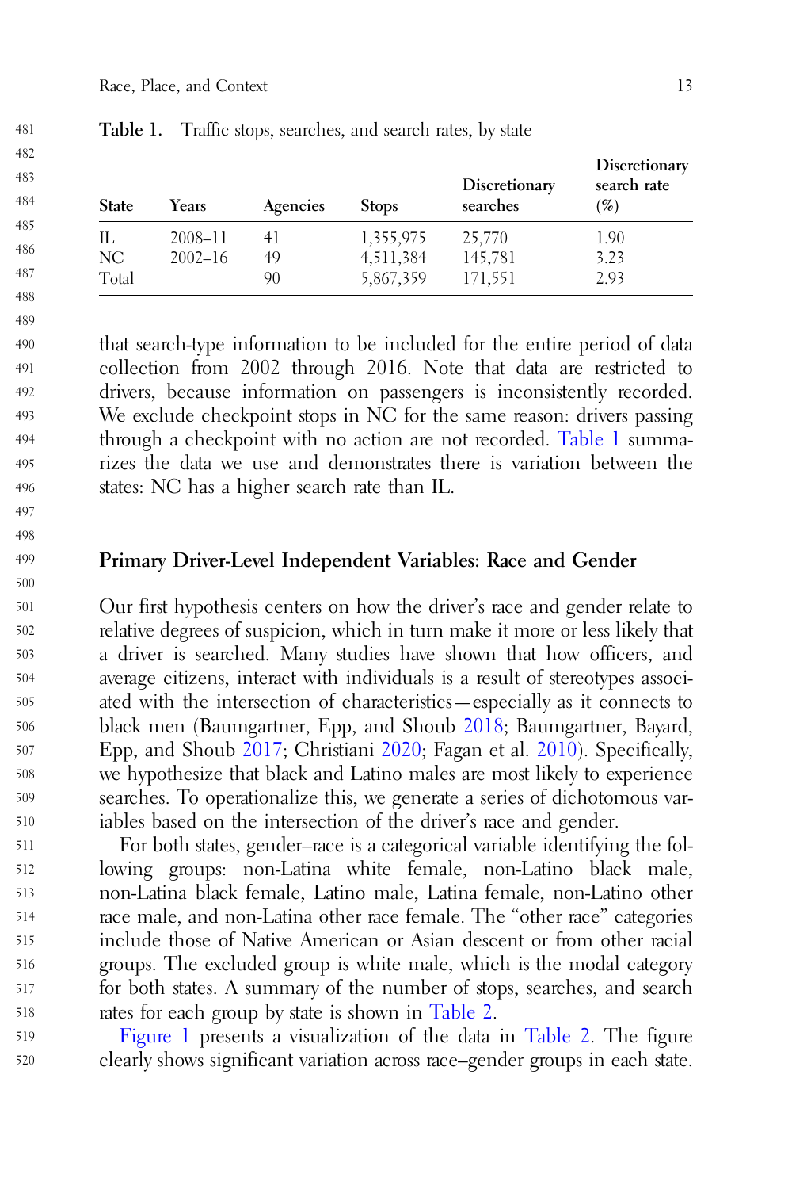Table 1. Traffic stops, searches, and search rates, by state

| State | Years | Agencies | Stops | Discretionary searches | Discretionary search rate (%) |
|---|---|---|---|---|---|
| IL | 2008–11 | 41 | 1,355,975 | 25,770 | 1.90 |
| NC | 2002–16 | 49 | 4,511,384 | 145,781 | 3.23 |
| Total | | 90 | 5,867,359 | 171,551 | 2.93 |

that search-type information to be included for the entire period of data collection from 2002 through 2016. Note that data are restricted to drivers, because information on passengers is inconsistently recorded. We exclude checkpoint stops in NC for the same reason: drivers passing through a checkpoint with no action are not recorded. Table 1 summarizes the data we use and demonstrates there is variation between the states: NC has a higher search rate than IL.

## Primary Driver-Level Independent Variables: Race and Gender

Our first hypothesis centers on how the driver's race and gender relate to relative degrees of suspicion, which in turn make it more or less likely that a driver is searched. Many studies have shown that how officers, and average citizens, interact with individuals is a result of stereotypes associated with the intersection of characteristics—especially as it connects to black men (Baumgartner, Epp, and Shoub 2018; Baumgartner, Bayard, Epp, and Shoub 2017; Christiani 2020; Fagan et al. 2010). Specifically, we hypothesize that black and Latino males are most likely to experience searches. To operationalize this, we generate a series of dichotomous variables based on the intersection of the driver's race and gender.

For both states, gender–race is a categorical variable identifying the following groups: non-Latina white female, non-Latino black male, non-Latina black female, Latino male, Latina female, non-Latino other race male, and non-Latina other race female. The "other race" categories include those of Native American or Asian descent or from other racial groups. The excluded group is white male, which is the modal category for both states. A summary of the number of stops, searches, and search rates for each group by state is shown in Table 2.

Figure 1 presents a visualization of the data in Table 2. The figure clearly shows significant variation across race–gender groups in each state.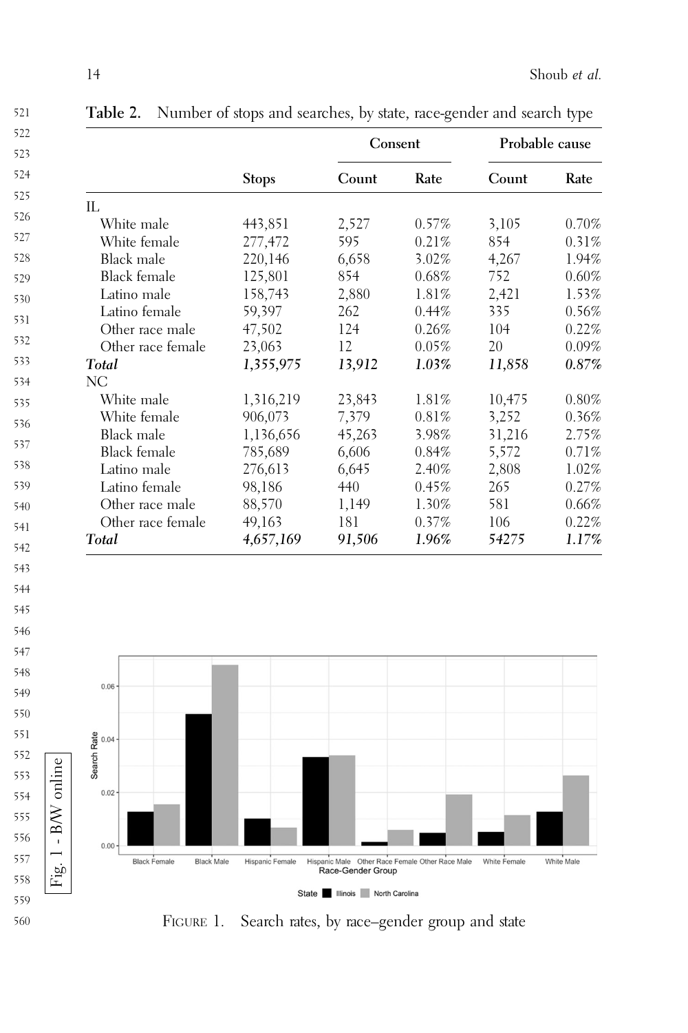**Table 2.** Number of stops and searches, by state, race-gender and search type

| | Stops | Consent | | Probable cause | |
|---|---|---|---|---|---|
| | | Count | Rate | Count | Rate |
| IL | | | | | |
| White male | 443,851 | 2,527 | 0.57% | 3,105 | 0.70% |
| White female | 277,472 | 595 | 0.21% | 854 | 0.31% |
| Black male | 220,146 | 6,658 | 3.02% | 4,267 | 1.94% |
| Black female | 125,801 | 854 | 0.68% | 752 | 0.60% |
| Latino male | 158,743 | 2,880 | 1.81% | 2,421 | 1.53% |
| Latino female | 59,397 | 262 | 0.44% | 335 | 0.56% |
| Other race male | 47,502 | 124 | 0.26% | 104 | 0.22% |
| Other race female | 23,063 | 12 | 0.05% | 20 | 0.09% |
| ***Total*** | ***1,355,975*** | ***13,912*** | ***1.03%*** | ***11,858*** | ***0.87%*** |
| NC | | | | | |
| White male | 1,316,219 | 23,843 | 1.81% | 10,475 | 0.80% |
| White female | 906,073 | 7,379 | 0.81% | 3,252 | 0.36% |
| Black male | 1,136,656 | 45,263 | 3.98% | 31,216 | 2.75% |
| Black female | 785,689 | 6,606 | 0.84% | 5,572 | 0.71% |
| Latino male | 276,613 | 6,645 | 2.40% | 2,808 | 1.02% |
| Latino female | 98,186 | 440 | 0.45% | 265 | 0.27% |
| Other race male | 88,570 | 1,149 | 1.30% | 581 | 0.66% |
| Other race female | 49,163 | 181 | 0.37% | 106 | 0.22% |
| ***Total*** | ***4,657,169*** | ***91,506*** | ***1.96%*** | ***54275*** | ***1.17%*** |

FIGURE 1. Search rates, by race–gender group and state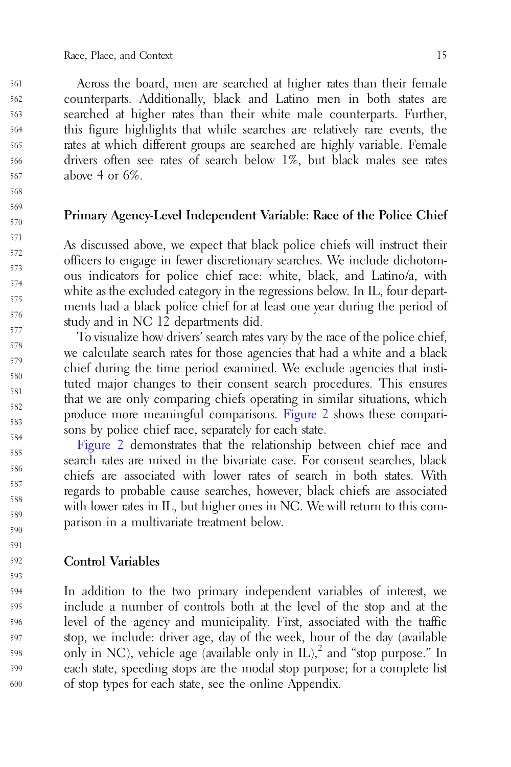Across the board, men are searched at higher rates than their female counterparts. Additionally, black and Latino men in both states are searched at higher rates than their white male counterparts. Further, this figure highlights that while searches are relatively rare events, the rates at which different groups are searched are highly variable. Female drivers often see rates of search below 1%, but black males see rates above 4 or 6%.

## Primary Agency-Level Independent Variable: Race of the Police Chief

As discussed above, we expect that black police chiefs will instruct their officers to engage in fewer discretionary searches. We include dichotomous indicators for police chief race: white, black, and Latino/a, with white as the excluded category in the regressions below. In IL, four departments had a black police chief for at least one year during the period of study and in NC 12 departments did.

To visualize how drivers' search rates vary by the race of the police chief, we calculate search rates for those agencies that had a white and a black chief during the time period examined. We exclude agencies that instituted major changes to their consent search procedures. This ensures that we are only comparing chiefs operating in similar situations, which produce more meaningful comparisons. Figure 2 shows these comparisons by police chief race, separately for each state.

Figure 2 demonstrates that the relationship between chief race and search rates are mixed in the bivariate case. For consent searches, black chiefs are associated with lower rates of search in both states. With regards to probable cause searches, however, black chiefs are associated with lower rates in IL, but higher ones in NC. We will return to this comparison in a multivariate treatment below.

## Control Variables

In addition to the two primary independent variables of interest, we include a number of controls both at the level of the stop and at the level of the agency and municipality. First, associated with the traffic stop, we include: driver age, day of the week, hour of the day (available only in NC), vehicle age (available only in IL),[2] and "stop purpose." In each state, speeding stops are the modal stop purpose; for a complete list of stop types for each state, see the online Appendix.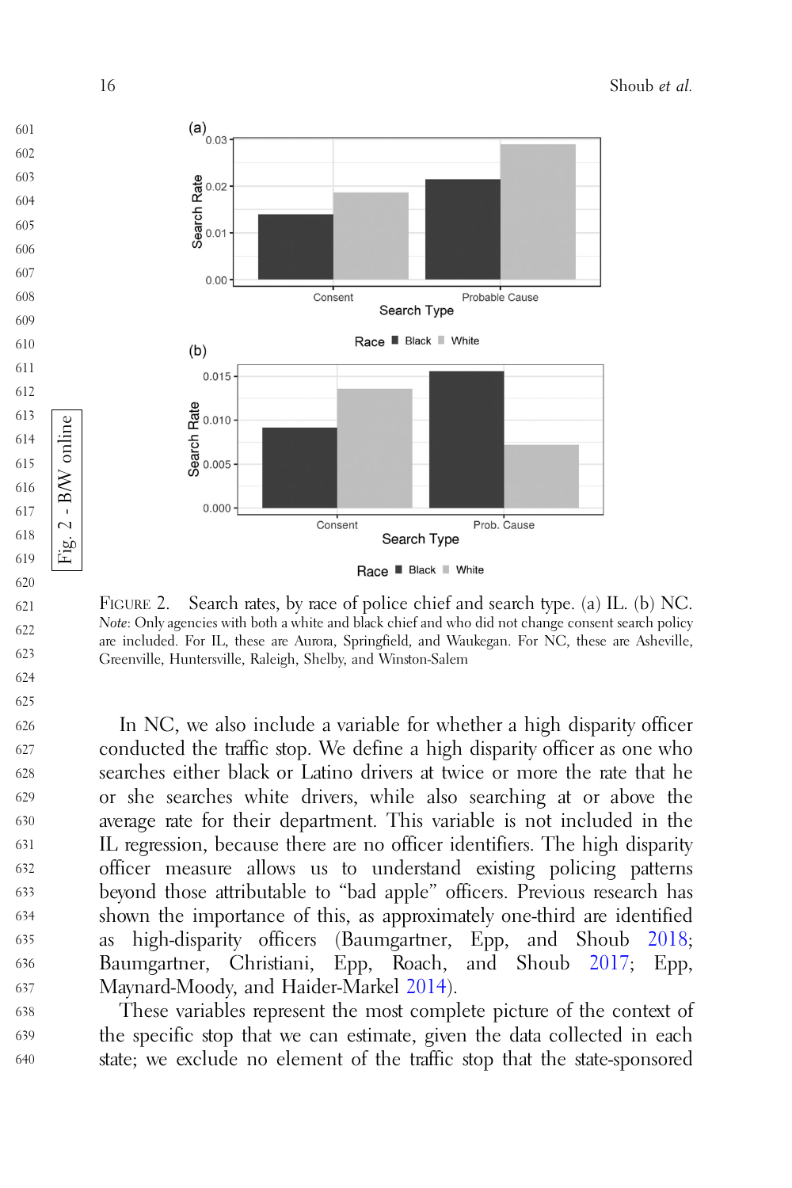FIGURE 2. Search rates, by race of police chief and search type. (a) IL. (b) NC.
*Note*: Only agencies with both a white and black chief and who did not change consent search policy are included. For IL, these are Aurora, Springfield, and Waukegan. For NC, these are Asheville, Greenville, Huntersville, Raleigh, Shelby, and Winston-Salem

In NC, we also include a variable for whether a high disparity officer conducted the traffic stop. We define a high disparity officer as one who searches either black or Latino drivers at twice or more the rate that he or she searches white drivers, while also searching at or above the average rate for their department. This variable is not included in the IL regression, because there are no officer identifiers. The high disparity officer measure allows us to understand existing policing patterns beyond those attributable to "bad apple" officers. Previous research has shown the importance of this, as approximately one-third are identified as high-disparity officers (Baumgartner, Epp, and Shoub 2018; Baumgartner, Christiani, Epp, Roach, and Shoub 2017; Epp, Maynard-Moody, and Haider-Markel 2014).

These variables represent the most complete picture of the context of the specific stop that we can estimate, given the data collected in each state; we exclude no element of the traffic stop that the state-sponsored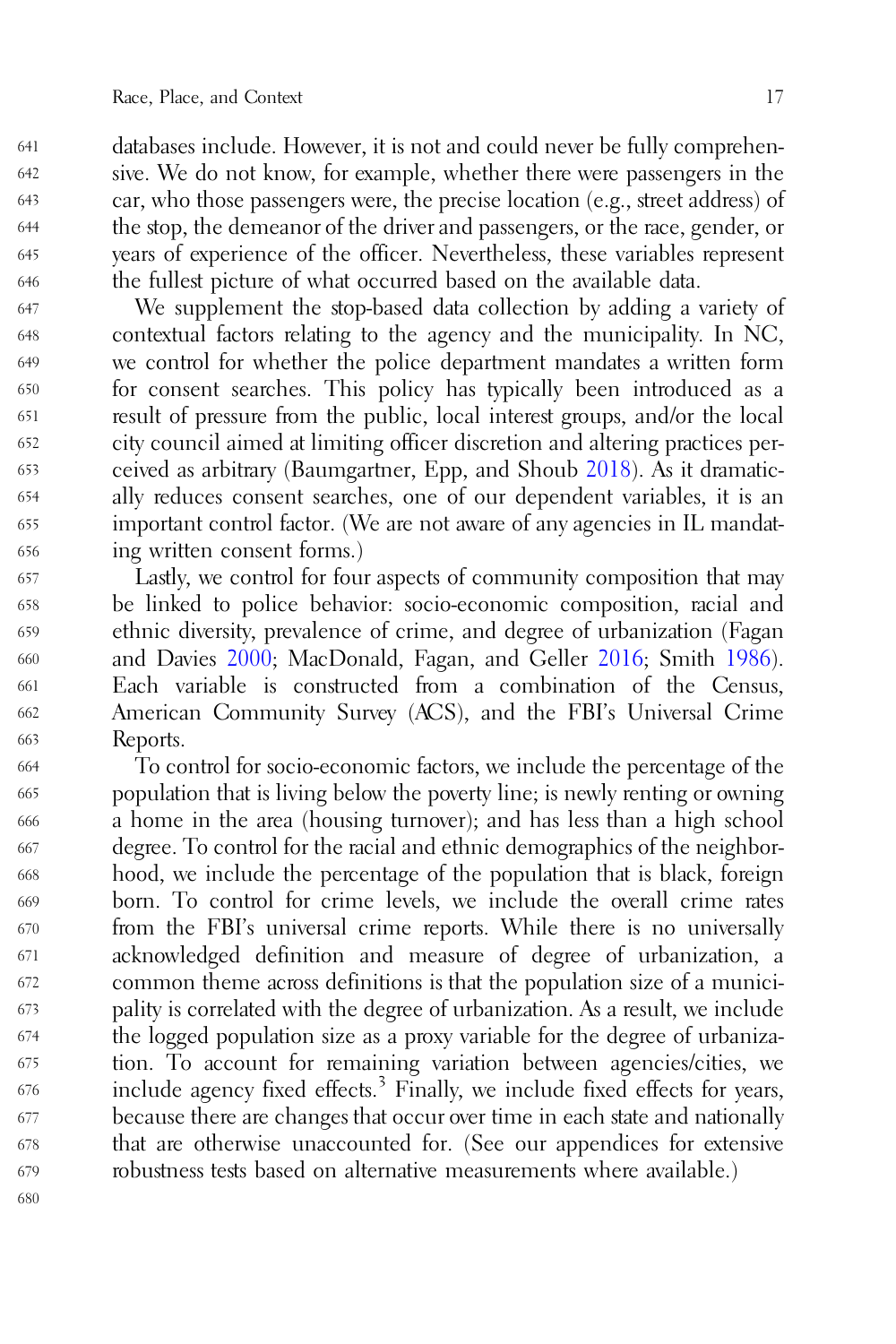databases include. However, it is not and could never be fully comprehensive. We do not know, for example, whether there were passengers in the car, who those passengers were, the precise location (e.g., street address) of the stop, the demeanor of the driver and passengers, or the race, gender, or years of experience of the officer. Nevertheless, these variables represent the fullest picture of what occurred based on the available data.

We supplement the stop-based data collection by adding a variety of contextual factors relating to the agency and the municipality. In NC, we control for whether the police department mandates a written form for consent searches. This policy has typically been introduced as a result of pressure from the public, local interest groups, and/or the local city council aimed at limiting officer discretion and altering practices perceived as arbitrary (Baumgartner, Epp, and Shoub 2018). As it dramatically reduces consent searches, one of our dependent variables, it is an important control factor. (We are not aware of any agencies in IL mandating written consent forms.)

Lastly, we control for four aspects of community composition that may be linked to police behavior: socio-economic composition, racial and ethnic diversity, prevalence of crime, and degree of urbanization (Fagan and Davies 2000; MacDonald, Fagan, and Geller 2016; Smith 1986). Each variable is constructed from a combination of the Census, American Community Survey (ACS), and the FBI's Universal Crime Reports.

To control for socio-economic factors, we include the percentage of the population that is living below the poverty line; is newly renting or owning a home in the area (housing turnover); and has less than a high school degree. To control for the racial and ethnic demographics of the neighborhood, we include the percentage of the population that is black, foreign born. To control for crime levels, we include the overall crime rates from the FBI's universal crime reports. While there is no universally acknowledged definition and measure of degree of urbanization, a common theme across definitions is that the population size of a municipality is correlated with the degree of urbanization. As a result, we include the logged population size as a proxy variable for the degree of urbanization. To account for remaining variation between agencies/cities, we include agency fixed effects.[3] Finally, we include fixed effects for years, because there are changes that occur over time in each state and nationally that are otherwise unaccounted for. (See our appendices for extensive robustness tests based on alternative measurements where available.)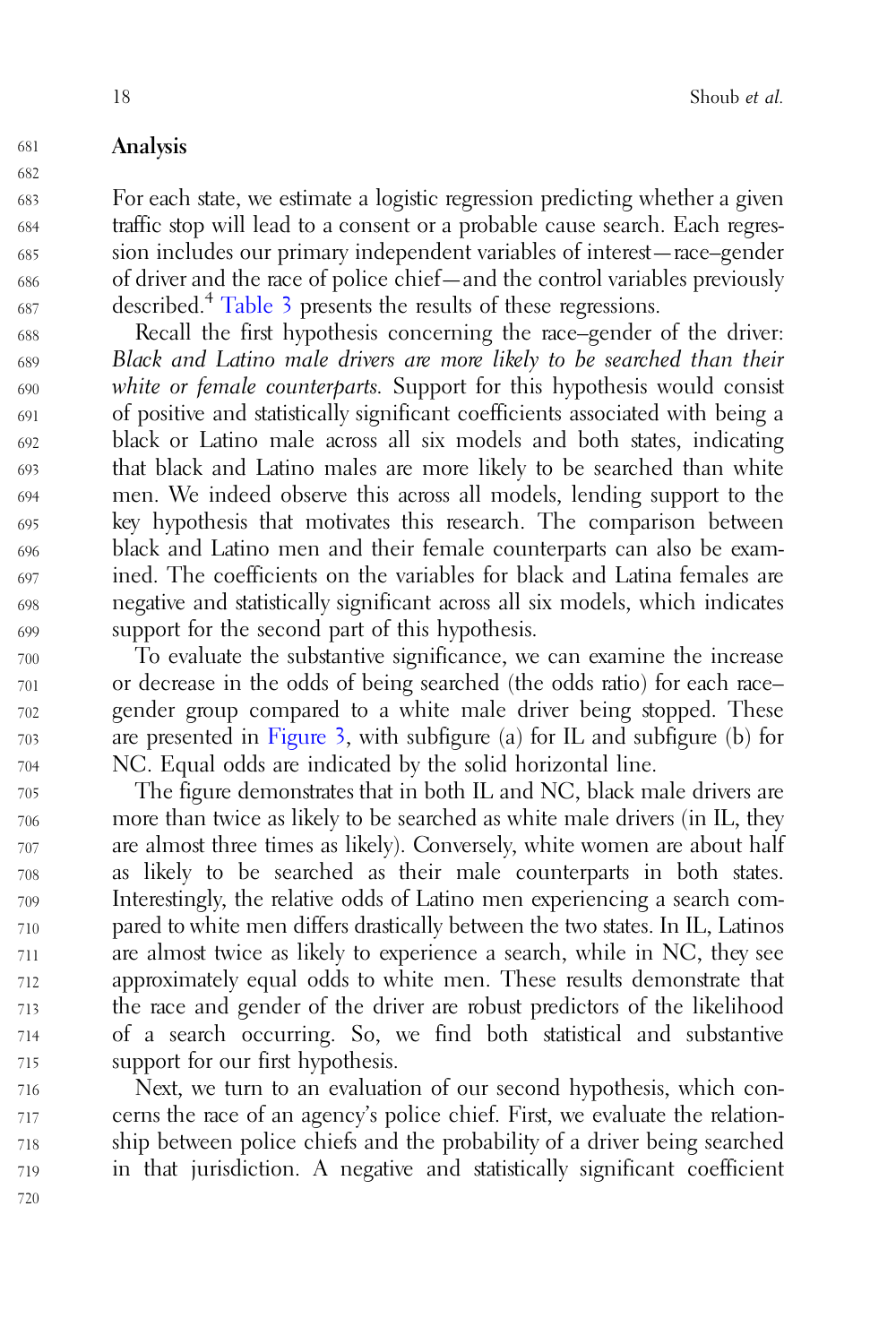## Analysis

For each state, we estimate a logistic regression predicting whether a given traffic stop will lead to a consent or a probable cause search. Each regression includes our primary independent variables of interest—race–gender of driver and the race of police chief—and the control variables previously described.[4] Table 3 presents the results of these regressions.

Recall the first hypothesis concerning the race–gender of the driver: *Black and Latino male drivers are more likely to be searched than their white or female counterparts*. Support for this hypothesis would consist of positive and statistically significant coefficients associated with being a black or Latino male across all six models and both states, indicating that black and Latino males are more likely to be searched than white men. We indeed observe this across all models, lending support to the key hypothesis that motivates this research. The comparison between black and Latino men and their female counterparts can also be examined. The coefficients on the variables for black and Latina females are negative and statistically significant across all six models, which indicates support for the second part of this hypothesis.

To evaluate the substantive significance, we can examine the increase or decrease in the odds of being searched (the odds ratio) for each race–gender group compared to a white male driver being stopped. These are presented in Figure 3, with subfigure (a) for IL and subfigure (b) for NC. Equal odds are indicated by the solid horizontal line.

The figure demonstrates that in both IL and NC, black male drivers are more than twice as likely to be searched as white male drivers (in IL, they are almost three times as likely). Conversely, white women are about half as likely to be searched as their male counterparts in both states. Interestingly, the relative odds of Latino men experiencing a search compared to white men differs drastically between the two states. In IL, Latinos are almost twice as likely to experience a search, while in NC, they see approximately equal odds to white men. These results demonstrate that the race and gender of the driver are robust predictors of the likelihood of a search occurring. So, we find both statistical and substantive support for our first hypothesis.

Next, we turn to an evaluation of our second hypothesis, which concerns the race of an agency's police chief. First, we evaluate the relationship between police chiefs and the probability of a driver being searched in that jurisdiction. A negative and statistically significant coefficient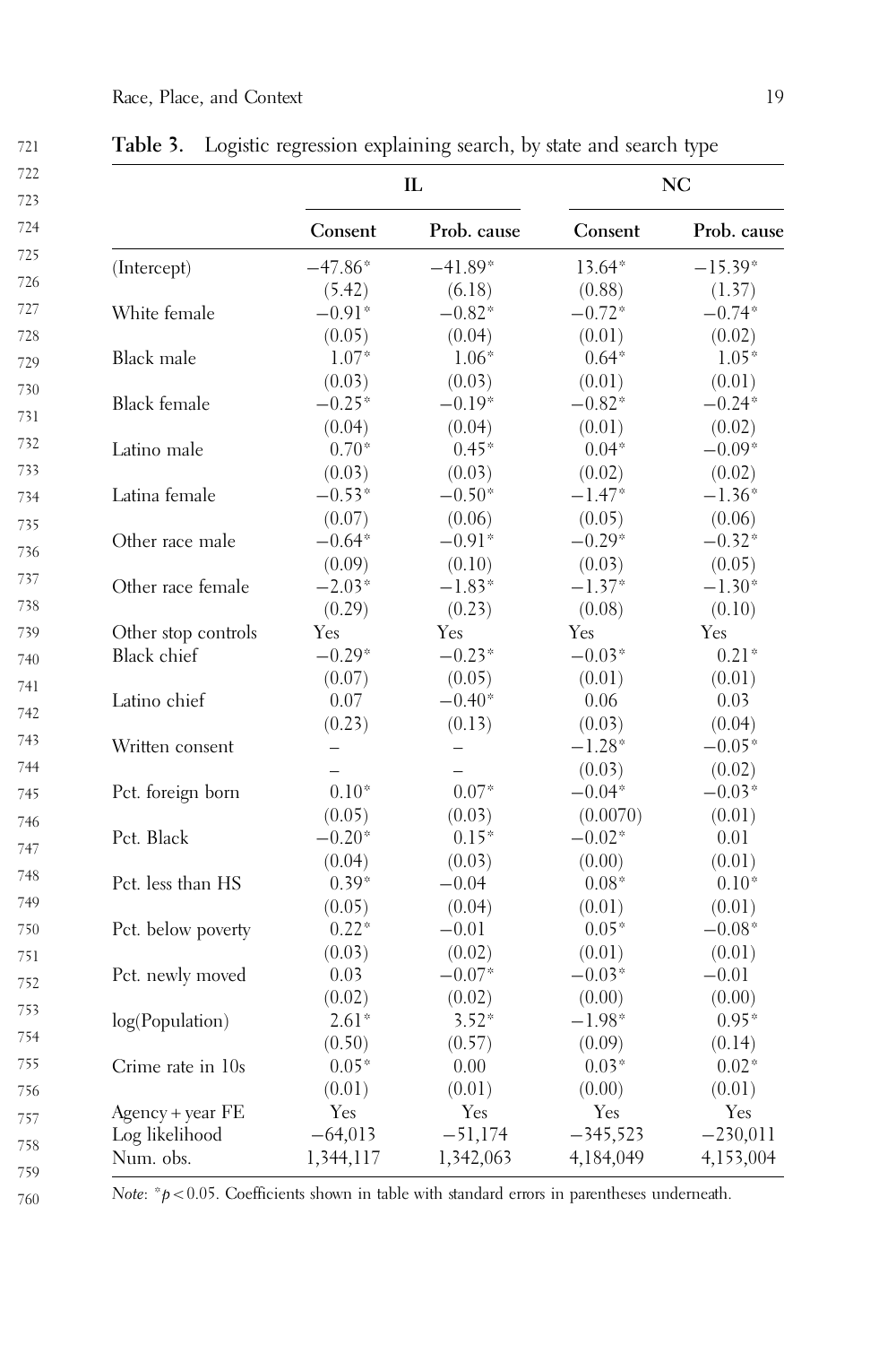**Table 3.** Logistic regression explaining search, by state and search type

| | IL | | NC | |
|---|---|---|---|---|
| | **Consent** | **Prob. cause** | **Consent** | **Prob. cause** |
| (Intercept) | −47.86* | −41.89* | 13.64* | −15.39* |
| | (5.42) | (6.18) | (0.88) | (1.37) |
| White female | −0.91* | −0.82* | −0.72* | −0.74* |
| | (0.05) | (0.04) | (0.01) | (0.02) |
| Black male | 1.07* | 1.06* | 0.64* | 1.05* |
| | (0.03) | (0.03) | (0.01) | (0.01) |
| Black female | −0.25* | −0.19* | −0.82* | −0.24* |
| | (0.04) | (0.04) | (0.01) | (0.02) |
| Latino male | 0.70* | 0.45* | 0.04* | −0.09* |
| | (0.03) | (0.03) | (0.02) | (0.02) |
| Latina female | −0.53* | −0.50* | −1.47* | −1.36* |
| | (0.07) | (0.06) | (0.05) | (0.06) |
| Other race male | −0.64* | −0.91* | −0.29* | −0.32* |
| | (0.09) | (0.10) | (0.03) | (0.05) |
| Other race female | −2.03* | −1.83* | −1.37* | −1.30* |
| | (0.29) | (0.23) | (0.08) | (0.10) |
| Other stop controls | Yes | Yes | Yes | Yes |
| Black chief | −0.29* | −0.23* | −0.03* | 0.21* |
| | (0.07) | (0.05) | (0.01) | (0.01) |
| Latino chief | 0.07 | −0.40* | 0.06 | 0.03 |
| | (0.23) | (0.13) | (0.03) | (0.04) |
| Written consent | – | – | −1.28* | −0.05* |
| | – | – | (0.03) | (0.02) |
| Pct. foreign born | 0.10* | 0.07* | −0.04* | −0.03* |
| | (0.05) | (0.03) | (0.0070) | (0.01) |
| Pct. Black | −0.20* | 0.15* | −0.02* | 0.01 |
| | (0.04) | (0.03) | (0.00) | (0.01) |
| Pct. less than HS | 0.39* | −0.04 | 0.08* | 0.10* |
| | (0.05) | (0.04) | (0.01) | (0.01) |
| Pct. below poverty | 0.22* | −0.01 | 0.05* | −0.08* |
| | (0.03) | (0.02) | (0.01) | (0.01) |
| Pct. newly moved | 0.03 | −0.07* | −0.03* | −0.01 |
| | (0.02) | (0.02) | (0.00) | (0.00) |
| log(Population) | 2.61* | 3.52* | −1.98* | 0.95* |
| | (0.50) | (0.57) | (0.09) | (0.14) |
| Crime rate in 10s | 0.05* | 0.00 | 0.03* | 0.02* |
| | (0.01) | (0.01) | (0.00) | (0.01) |
| Agency + year FE | Yes | Yes | Yes | Yes |
| Log likelihood | −64,013 | −51,174 | −345,523 | −230,011 |
| Num. obs. | 1,344,117 | 1,342,063 | 4,184,049 | 4,153,004 |

*Note*: $^{*}p < 0.05$. Coefficients shown in table with standard errors in parentheses underneath.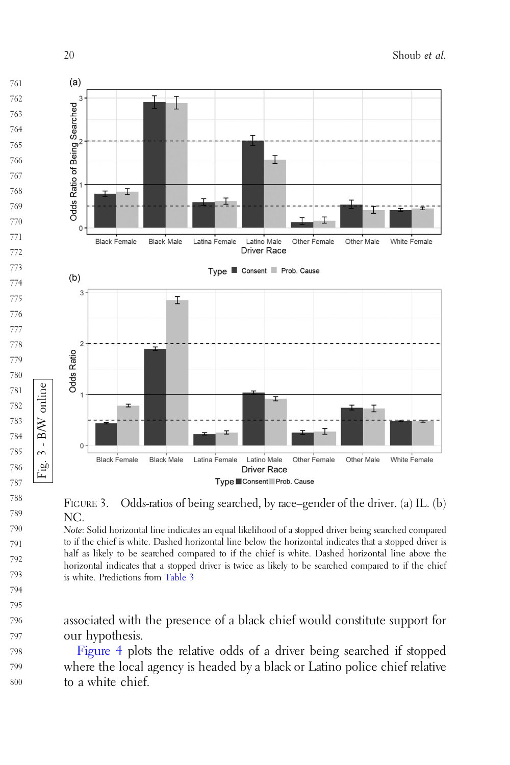FIGURE 3. Odds-ratios of being searched, by race–gender of the driver. (a) IL. (b) NC.

*Note*: Solid horizontal line indicates an equal likelihood of a stopped driver being searched compared to if the chief is white. Dashed horizontal line below the horizontal indicates that a stopped driver is half as likely to be searched compared to if the chief is white. Dashed horizontal line above the horizontal indicates that a stopped driver is twice as likely to be searched compared to if the chief is white. Predictions from Table 3

associated with the presence of a black chief would constitute support for our hypothesis.

Figure 4 plots the relative odds of a driver being searched if stopped where the local agency is headed by a black or Latino police chief relative to a white chief.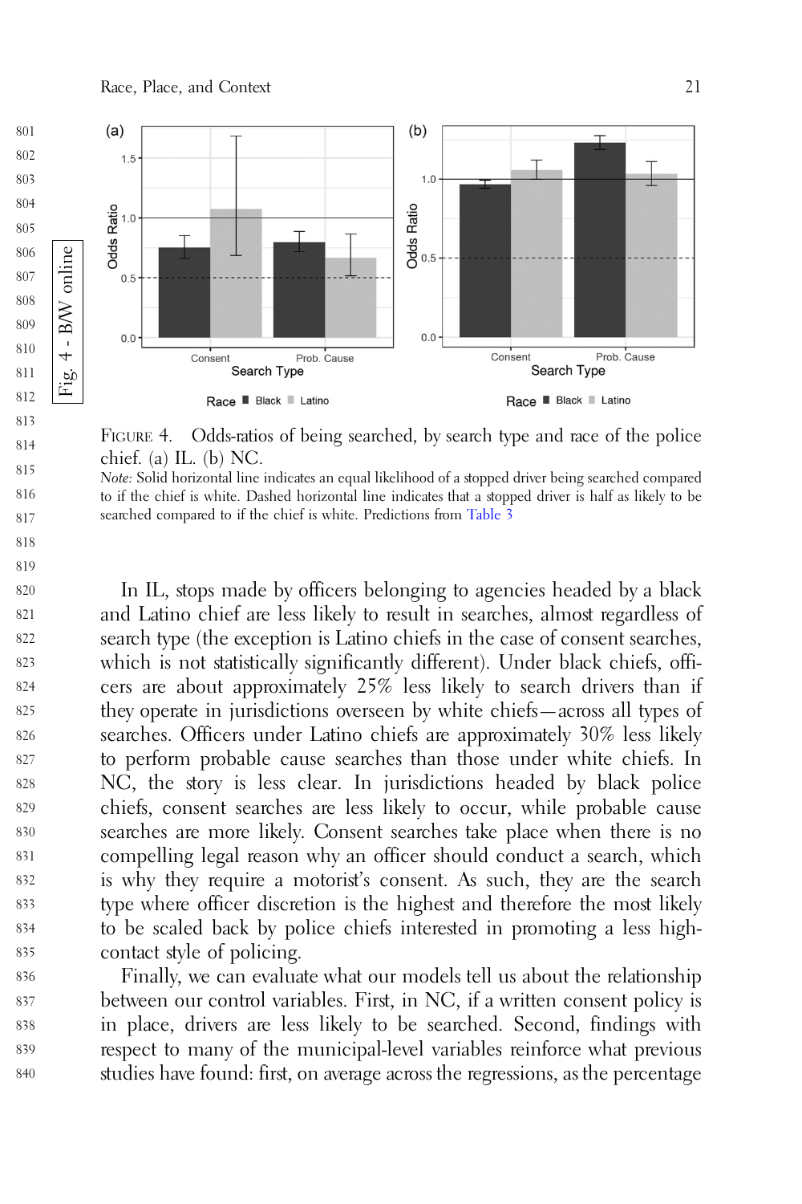FIGURE 4. Odds-ratios of being searched, by search type and race of the police chief. (a) IL. (b) NC.

*Note:* Solid horizontal line indicates an equal likelihood of a stopped driver being searched compared to if the chief is white. Dashed horizontal line indicates that a stopped driver is half as likely to be searched compared to if the chief is white. Predictions from Table 3

In IL, stops made by officers belonging to agencies headed by a black and Latino chief are less likely to result in searches, almost regardless of search type (the exception is Latino chiefs in the case of consent searches, which is not statistically significantly different). Under black chiefs, officers are about approximately 25% less likely to search drivers than if they operate in jurisdictions overseen by white chiefs—across all types of searches. Officers under Latino chiefs are approximately 30% less likely to perform probable cause searches than those under white chiefs. In NC, the story is less clear. In jurisdictions headed by black police chiefs, consent searches are less likely to occur, while probable cause searches are more likely. Consent searches take place when there is no compelling legal reason why an officer should conduct a search, which is why they require a motorist's consent. As such, they are the search type where officer discretion is the highest and therefore the most likely to be scaled back by police chiefs interested in promoting a less high-contact style of policing.

Finally, we can evaluate what our models tell us about the relationship between our control variables. First, in NC, if a written consent policy is in place, drivers are less likely to be searched. Second, findings with respect to many of the municipal-level variables reinforce what previous studies have found: first, on average across the regressions, as the percentage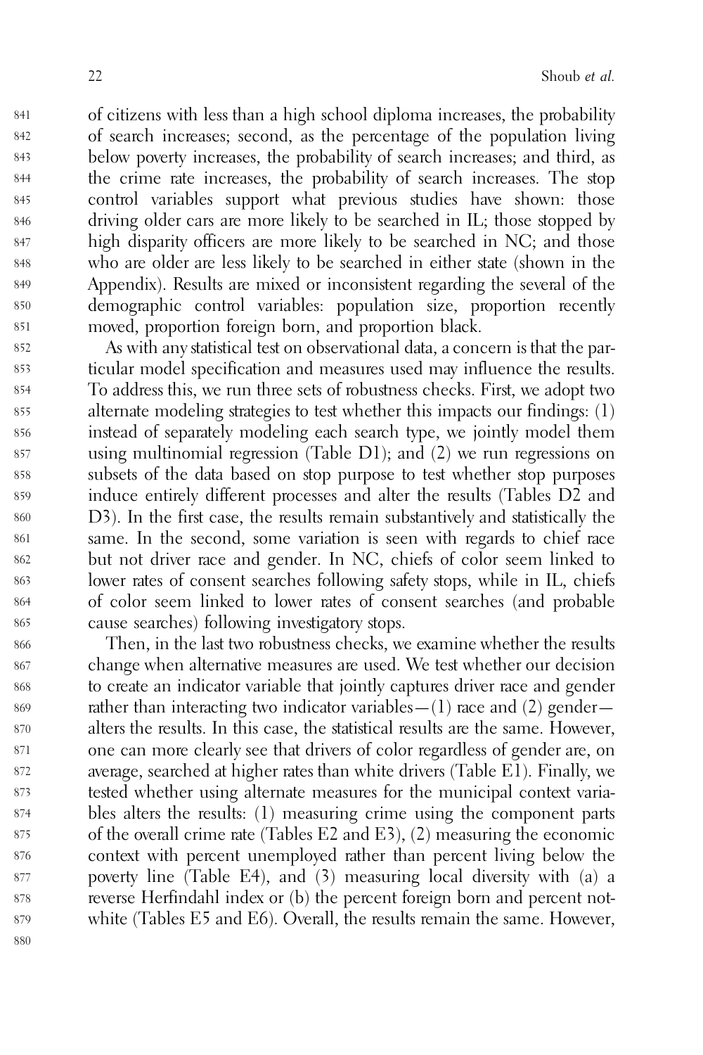of citizens with less than a high school diploma increases, the probability of search increases; second, as the percentage of the population living below poverty increases, the probability of search increases; and third, as the crime rate increases, the probability of search increases. The stop control variables support what previous studies have shown: those driving older cars are more likely to be searched in IL; those stopped by high disparity officers are more likely to be searched in NC; and those who are older are less likely to be searched in either state (shown in the Appendix). Results are mixed or inconsistent regarding the several of the demographic control variables: population size, proportion recently moved, proportion foreign born, and proportion black.

As with any statistical test on observational data, a concern is that the particular model specification and measures used may influence the results. To address this, we run three sets of robustness checks. First, we adopt two alternate modeling strategies to test whether this impacts our findings: (1) instead of separately modeling each search type, we jointly model them using multinomial regression (Table D1); and (2) we run regressions on subsets of the data based on stop purpose to test whether stop purposes induce entirely different processes and alter the results (Tables D2 and D3). In the first case, the results remain substantively and statistically the same. In the second, some variation is seen with regards to chief race but not driver race and gender. In NC, chiefs of color seem linked to lower rates of consent searches following safety stops, while in IL, chiefs of color seem linked to lower rates of consent searches (and probable cause searches) following investigatory stops.

Then, in the last two robustness checks, we examine whether the results change when alternative measures are used. We test whether our decision to create an indicator variable that jointly captures driver race and gender rather than interacting two indicator variables—(1) race and (2) gender—alters the results. In this case, the statistical results are the same. However, one can more clearly see that drivers of color regardless of gender are, on average, searched at higher rates than white drivers (Table E1). Finally, we tested whether using alternate measures for the municipal context variables alters the results: (1) measuring crime using the component parts of the overall crime rate (Tables E2 and E3), (2) measuring the economic context with percent unemployed rather than percent living below the poverty line (Table E4), and (3) measuring local diversity with (a) a reverse Herfindahl index or (b) the percent foreign born and percent not-white (Tables E5 and E6). Overall, the results remain the same. However,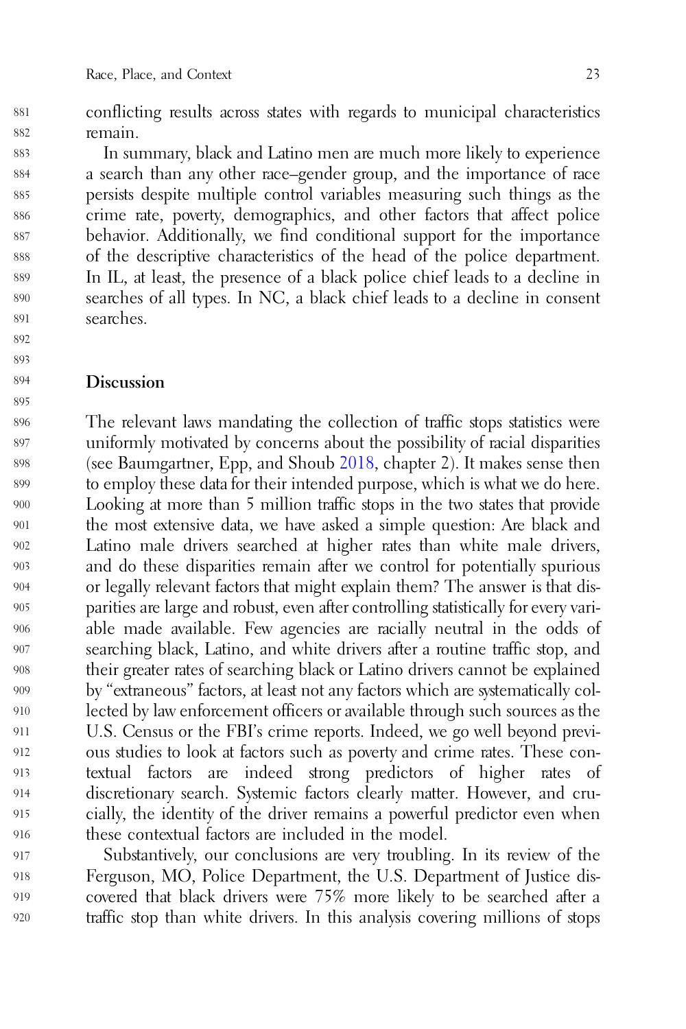conflicting results across states with regards to municipal characteristics remain.

In summary, black and Latino men are much more likely to experience a search than any other race–gender group, and the importance of race persists despite multiple control variables measuring such things as the crime rate, poverty, demographics, and other factors that affect police behavior. Additionally, we find conditional support for the importance of the descriptive characteristics of the head of the police department. In IL, at least, the presence of a black police chief leads to a decline in searches of all types. In NC, a black chief leads to a decline in consent searches.

## Discussion

The relevant laws mandating the collection of traffic stops statistics were uniformly motivated by concerns about the possibility of racial disparities (see Baumgartner, Epp, and Shoub 2018, chapter 2). It makes sense then to employ these data for their intended purpose, which is what we do here. Looking at more than 5 million traffic stops in the two states that provide the most extensive data, we have asked a simple question: Are black and Latino male drivers searched at higher rates than white male drivers, and do these disparities remain after we control for potentially spurious or legally relevant factors that might explain them? The answer is that disparities are large and robust, even after controlling statistically for every variable made available. Few agencies are racially neutral in the odds of searching black, Latino, and white drivers after a routine traffic stop, and their greater rates of searching black or Latino drivers cannot be explained by "extraneous" factors, at least not any factors which are systematically collected by law enforcement officers or available through such sources as the U.S. Census or the FBI's crime reports. Indeed, we go well beyond previous studies to look at factors such as poverty and crime rates. These contextual factors are indeed strong predictors of higher rates of discretionary search. Systemic factors clearly matter. However, and crucially, the identity of the driver remains a powerful predictor even when these contextual factors are included in the model.

Substantively, our conclusions are very troubling. In its review of the Ferguson, MO, Police Department, the U.S. Department of Justice discovered that black drivers were 75% more likely to be searched after a traffic stop than white drivers. In this analysis covering millions of stops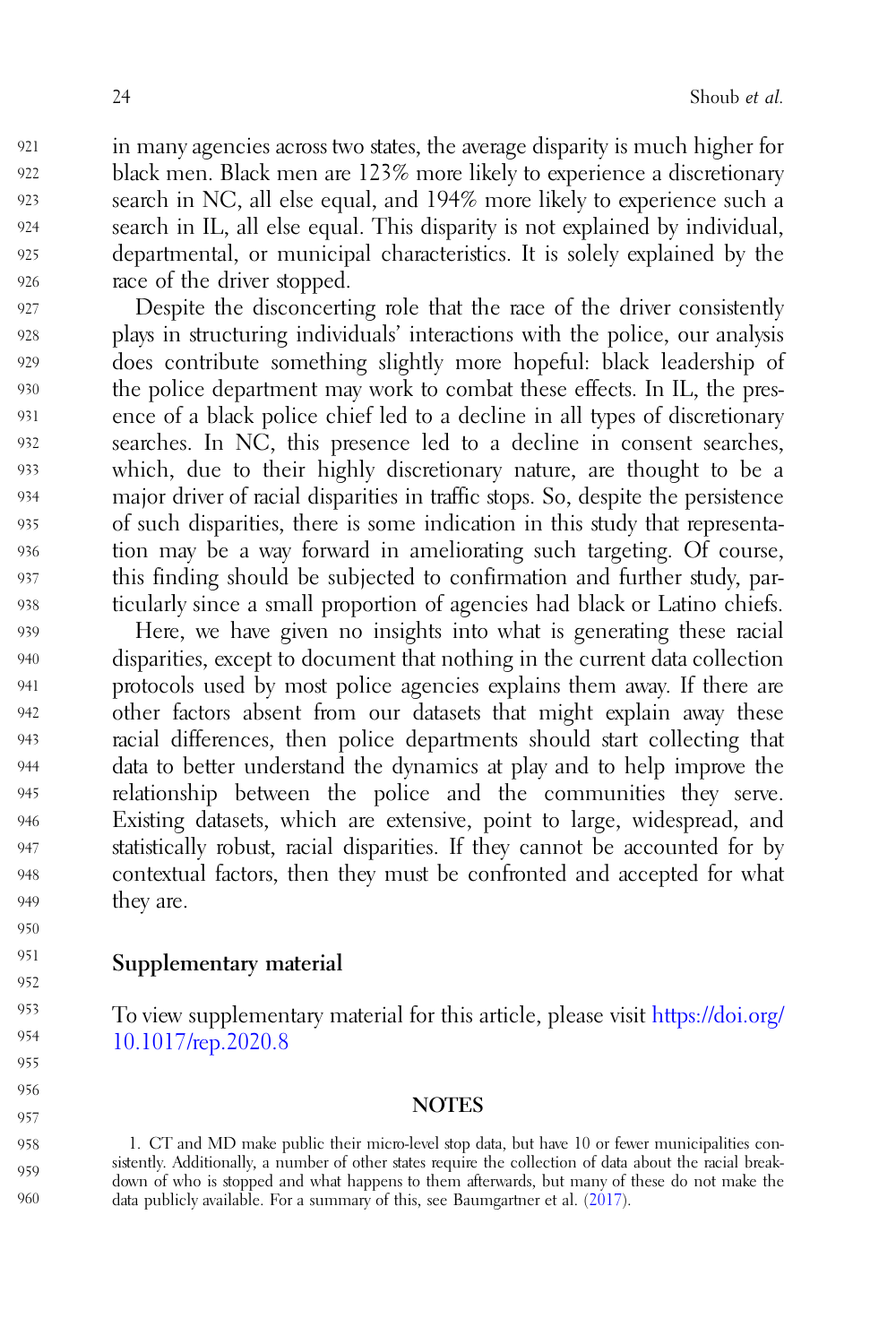in many agencies across two states, the average disparity is much higher for black men. Black men are 123% more likely to experience a discretionary search in NC, all else equal, and 194% more likely to experience such a search in IL, all else equal. This disparity is not explained by individual, departmental, or municipal characteristics. It is solely explained by the race of the driver stopped.

Despite the disconcerting role that the race of the driver consistently plays in structuring individuals' interactions with the police, our analysis does contribute something slightly more hopeful: black leadership of the police department may work to combat these effects. In IL, the presence of a black police chief led to a decline in all types of discretionary searches. In NC, this presence led to a decline in consent searches, which, due to their highly discretionary nature, are thought to be a major driver of racial disparities in traffic stops. So, despite the persistence of such disparities, there is some indication in this study that representation may be a way forward in ameliorating such targeting. Of course, this finding should be subjected to confirmation and further study, particularly since a small proportion of agencies had black or Latino chiefs.

Here, we have given no insights into what is generating these racial disparities, except to document that nothing in the current data collection protocols used by most police agencies explains them away. If there are other factors absent from our datasets that might explain away these racial differences, then police departments should start collecting that data to better understand the dynamics at play and to help improve the relationship between the police and the communities they serve. Existing datasets, which are extensive, point to large, widespread, and statistically robust, racial disparities. If they cannot be accounted for by contextual factors, then they must be confronted and accepted for what they are.

## Supplementary material

To view supplementary material for this article, please visit https://doi.org/10.1017/rep.2020.8

## NOTES

1. CT and MD make public their micro-level stop data, but have 10 or fewer municipalities consistently. Additionally, a number of other states require the collection of data about the racial breakdown of who is stopped and what happens to them afterwards, but many of these do not make the data publicly available. For a summary of this, see Baumgartner et al. (2017).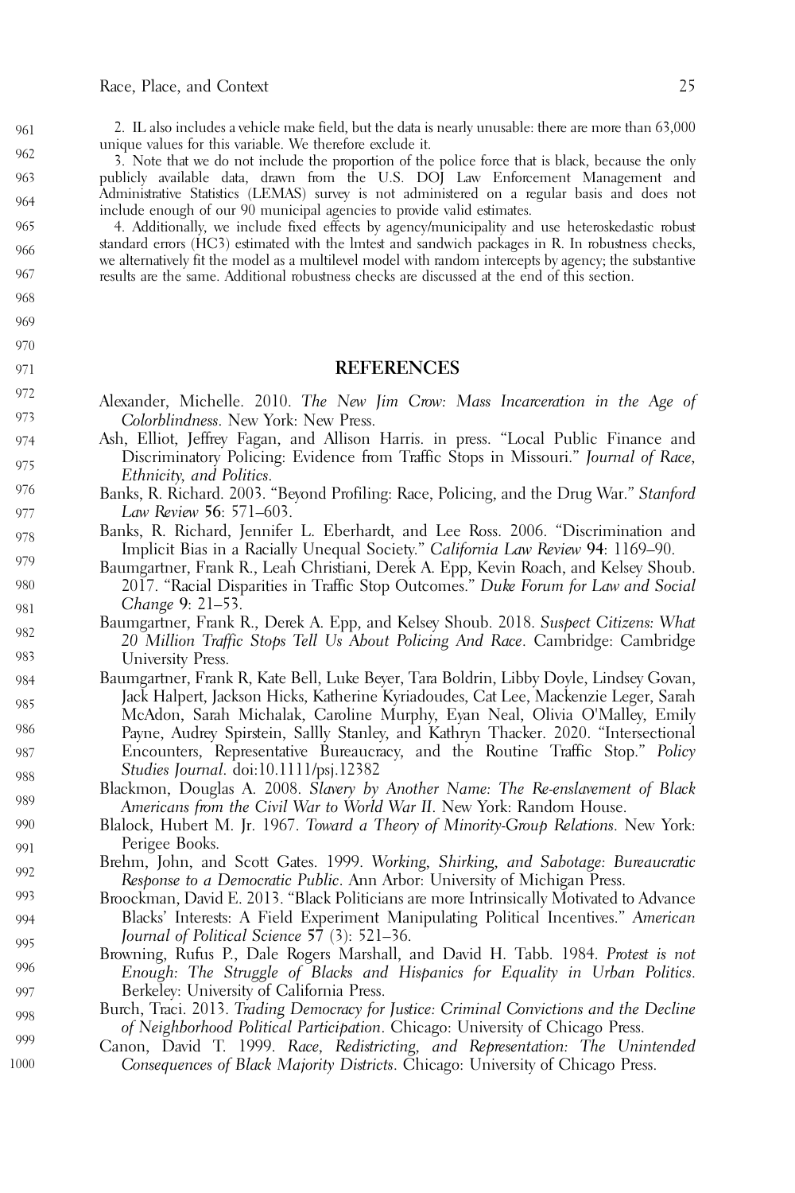2. IL also includes a vehicle make field, but the data is nearly unusable: there are more than 63,000 unique values for this variable. We therefore exclude it.

3. Note that we do not include the proportion of the police force that is black, because the only publicly available data, drawn from the U.S. DOJ Law Enforcement Management and Administrative Statistics (LEMAS) survey is not administered on a regular basis and does not include enough of our 90 municipal agencies to provide valid estimates.

4. Additionally, we include fixed effects by agency/municipality and use heteroskedastic robust standard errors (HC3) estimated with the lmtest and sandwich packages in R. In robustness checks, we alternatively fit the model as a multilevel model with random intercepts by agency; the substantive results are the same. Additional robustness checks are discussed at the end of this section.

## REFERENCES

Alexander, Michelle. 2010. *The New Jim Crow: Mass Incarceration in the Age of Colorblindness*. New York: New Press.

Ash, Elliot, Jeffrey Fagan, and Allison Harris. in press. "Local Public Finance and Discriminatory Policing: Evidence from Traffic Stops in Missouri." *Journal of Race, Ethnicity, and Politics*.

Banks, R. Richard. 2003. "Beyond Profiling: Race, Policing, and the Drug War." *Stanford Law Review* **56**: 571–603.

Banks, R. Richard, Jennifer L. Eberhardt, and Lee Ross. 2006. "Discrimination and Implicit Bias in a Racially Unequal Society." *California Law Review* **94**: 1169–90.

Baumgartner, Frank R., Leah Christiani, Derek A. Epp, Kevin Roach, and Kelsey Shoub. 2017. "Racial Disparities in Traffic Stop Outcomes." *Duke Forum for Law and Social Change* **9**: 21–53.

Baumgartner, Frank R., Derek A. Epp, and Kelsey Shoub. 2018. *Suspect Citizens: What 20 Million Traffic Stops Tell Us About Policing And Race*. Cambridge: Cambridge University Press.

Baumgartner, Frank R, Kate Bell, Luke Beyer, Tara Boldrin, Libby Doyle, Lindsey Govan, Jack Halpert, Jackson Hicks, Katherine Kyriadoudes, Cat Lee, Mackenzie Leger, Sarah McAdon, Sarah Michalak, Caroline Murphy, Eyan Neal, Olivia O'Malley, Emily Payne, Audrey Spirstein, Sallly Stanley, and Kathryn Thacker. 2020. "Intersectional Encounters, Representative Bureaucracy, and the Routine Traffic Stop." *Policy Studies Journal*. doi:10.1111/psj.12382

Blackmon, Douglas A. 2008. *Slavery by Another Name: The Re-enslavement of Black Americans from the Civil War to World War II*. New York: Random House.

Blalock, Hubert M. Jr. 1967. *Toward a Theory of Minority-Group Relations*. New York: Perigee Books.

Brehm, John, and Scott Gates. 1999. *Working, Shirking, and Sabotage: Bureaucratic Response to a Democratic Public*. Ann Arbor: University of Michigan Press.

Broockman, David E. 2013. "Black Politicians are more Intrinsically Motivated to Advance Blacks' Interests: A Field Experiment Manipulating Political Incentives." *American Journal of Political Science* **57** (3): 521–36.

Browning, Rufus P., Dale Rogers Marshall, and David H. Tabb. 1984. *Protest is not Enough: The Struggle of Blacks and Hispanics for Equality in Urban Politics*. Berkeley: University of California Press.

Burch, Traci. 2013. *Trading Democracy for Justice: Criminal Convictions and the Decline of Neighborhood Political Participation*. Chicago: University of Chicago Press.

Canon, David T. 1999. *Race, Redistricting, and Representation: The Unintended Consequences of Black Majority Districts*. Chicago: University of Chicago Press.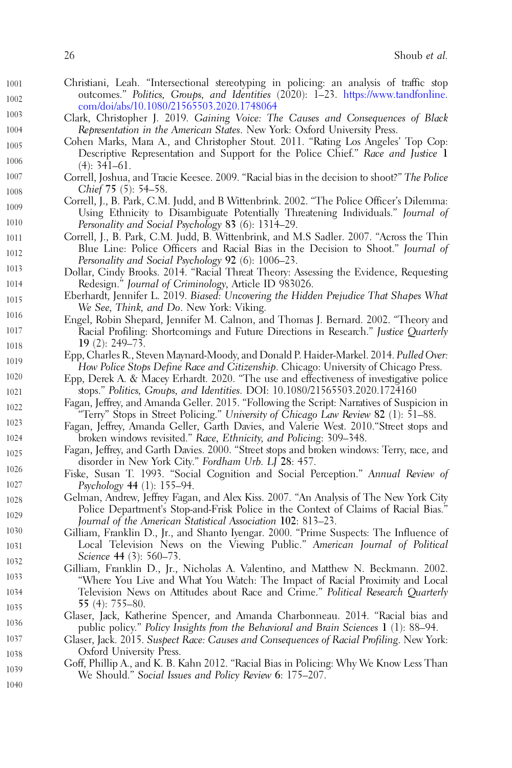Christiani, Leah. "Intersectional stereotyping in policing: an analysis of traffic stop outcomes." *Politics, Groups, and Identities* (2020): 1–23. https://www.tandfonline.com/doi/abs/10.1080/21565503.2020.1748064

Clark, Christopher J. 2019. *Gaining Voice: The Causes and Consequences of Black Representation in the American States*. New York: Oxford University Press.

Cohen Marks, Mara A., and Christopher Stout. 2011. "Rating Los Angeles' Top Cop: Descriptive Representation and Support for the Police Chief." *Race and Justice* **1** (4): 341–61.

Correll, Joshua, and Tracie Keesee. 2009. "Racial bias in the decision to shoot?" *The Police Chief* **75** (5): 54–58.

Correll, J., B. Park, C.M. Judd, and B Wittenbrink. 2002. "The Police Officer's Dilemma: Using Ethnicity to Disambiguate Potentially Threatening Individuals." *Journal of Personality and Social Psychology* **83** (6): 1314–29.

Correll, J., B. Park, C.M. Judd, B. Wittenbrink, and M.S Sadler. 2007. "Across the Thin Blue Line: Police Officers and Racial Bias in the Decision to Shoot." *Journal of Personality and Social Psychology* **92** (6): 1006–23.

Dollar, Cindy Brooks. 2014. "Racial Threat Theory: Assessing the Evidence, Requesting Redesign." *Journal of Criminology*, Article ID 983026.

Eberhardt, Jennifer L. 2019. *Biased: Uncovering the Hidden Prejudice That Shapes What We See, Think, and Do*. New York: Viking.

Engel, Robin Shepard, Jennifer M. Calnon, and Thomas J. Bernard. 2002. "Theory and Racial Profiling: Shortcomings and Future Directions in Research." *Justice Quarterly* **19** (2): 249–73.

Epp, Charles R., Steven Maynard-Moody, and Donald P. Haider-Markel. 2014. *Pulled Over: How Police Stops Define Race and Citizenship*. Chicago: University of Chicago Press.

Epp, Derek A. & Macey Erhardt. 2020. "The use and effectiveness of investigative police stops." *Politics, Groups, and Identities*. DOI: 10.1080/21565503.2020.1724160

Fagan, Jeffrey, and Amanda Geller. 2015. "Following the Script: Narratives of Suspicion in "Terry" Stops in Street Policing." *University of Chicago Law Review* **82** (1): 51–88.

Fagan, Jeffrey, Amanda Geller, Garth Davies, and Valerie West. 2010."Street stops and broken windows revisited." *Race, Ethnicity, and Policing*: 309–348.

Fagan, Jeffrey, and Garth Davies. 2000. "Street stops and broken windows: Terry, race, and disorder in New York City." *Fordham Urb. LJ* **28**: 457.

Fiske, Susan T. 1993. "Social Cognition and Social Perception." *Annual Review of Psychology* **44** (1): 155–94.

Gelman, Andrew, Jeffrey Fagan, and Alex Kiss. 2007. "An Analysis of The New York City Police Department's Stop-and-Frisk Police in the Context of Claims of Racial Bias." *Journal of the American Statistical Association* **102**: 813–23.

Gilliam, Franklin D., Jr., and Shanto Iyengar. 2000. "Prime Suspects: The Influence of Local Television News on the Viewing Public." *American Journal of Political Science* **44** (3): 560–73.

Gilliam, Franklin D., Jr., Nicholas A. Valentino, and Matthew N. Beckmann. 2002. "Where You Live and What You Watch: The Impact of Racial Proximity and Local Television News on Attitudes about Race and Crime." *Political Research Quarterly* **55** (4): 755–80.

Glaser, Jack, Katherine Spencer, and Amanda Charbonneau. 2014. "Racial bias and public policy." *Policy Insights from the Behavioral and Brain Sciences* **1** (1): 88–94.

Glaser, Jack. 2015. *Suspect Race: Causes and Consequences of Racial Profiling*. New York: Oxford University Press.

Goff, Phillip A., and K. B. Kahn 2012. "Racial Bias in Policing: Why We Know Less Than We Should." *Social Issues and Policy Review* **6**: 175–207.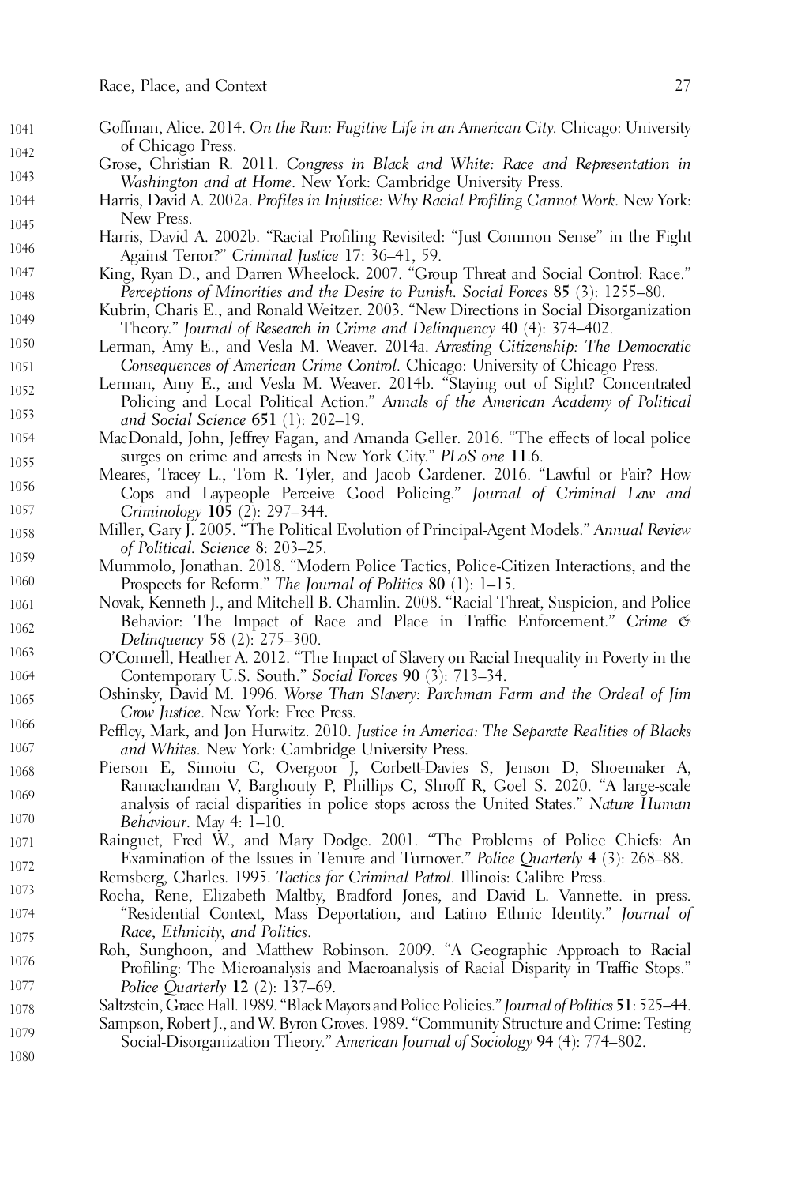Goffman, Alice. 2014. *On the Run: Fugitive Life in an American City*. Chicago: University of Chicago Press.

Grose, Christian R. 2011. *Congress in Black and White: Race and Representation in Washington and at Home*. New York: Cambridge University Press.

Harris, David A. 2002a. *Profiles in Injustice: Why Racial Profiling Cannot Work*. New York: New Press.

Harris, David A. 2002b. "Racial Profiling Revisited: "Just Common Sense" in the Fight Against Terror?" *Criminal Justice* **17**: 36–41, 59.

King, Ryan D., and Darren Wheelock. 2007. "Group Threat and Social Control: Race." *Perceptions of Minorities and the Desire to Punish. Social Forces* **85** (3): 1255–80.

Kubrin, Charis E., and Ronald Weitzer. 2003. "New Directions in Social Disorganization Theory." *Journal of Research in Crime and Delinquency* **40** (4): 374–402.

Lerman, Amy E., and Vesla M. Weaver. 2014a. *Arresting Citizenship: The Democratic Consequences of American Crime Control*. Chicago: University of Chicago Press.

Lerman, Amy E., and Vesla M. Weaver. 2014b. "Staying out of Sight? Concentrated Policing and Local Political Action." *Annals of the American Academy of Political and Social Science* **651** (1): 202–19.

MacDonald, John, Jeffrey Fagan, and Amanda Geller. 2016. "The effects of local police surges on crime and arrests in New York City." *PLoS one* **11**.6.

Meares, Tracey L., Tom R. Tyler, and Jacob Gardener. 2016. "Lawful or Fair? How Cops and Laypeople Perceive Good Policing." *Journal of Criminal Law and Criminology* **105** (2): 297–344.

Miller, Gary J. 2005. "The Political Evolution of Principal-Agent Models." *Annual Review of Political. Science* **8**: 203–25.

Mummolo, Jonathan. 2018. "Modern Police Tactics, Police-Citizen Interactions, and the Prospects for Reform." *The Journal of Politics* **80** (1): 1–15.

Novak, Kenneth J., and Mitchell B. Chamlin. 2008. "Racial Threat, Suspicion, and Police Behavior: The Impact of Race and Place in Traffic Enforcement." *Crime & Delinquency* **58** (2): 275–300.

O'Connell, Heather A. 2012. "The Impact of Slavery on Racial Inequality in Poverty in the Contemporary U.S. South." *Social Forces* **90** (3): 713–34.

Oshinsky, David M. 1996. *Worse Than Slavery: Parchman Farm and the Ordeal of Jim Crow Justice*. New York: Free Press.

Peffley, Mark, and Jon Hurwitz. 2010. *Justice in America: The Separate Realities of Blacks and Whites*. New York: Cambridge University Press.

Pierson E, Simoiu C, Overgoor J, Corbett-Davies S, Jenson D, Shoemaker A, Ramachandran V, Barghouty P, Phillips C, Shroff R, Goel S. 2020. "A large-scale analysis of racial disparities in police stops across the United States." *Nature Human Behaviour*. May **4**: 1–10.

Rainguet, Fred W., and Mary Dodge. 2001. "The Problems of Police Chiefs: An Examination of the Issues in Tenure and Turnover." *Police Quarterly* **4** (3): 268–88.

Remsberg, Charles. 1995. *Tactics for Criminal Patrol*. Illinois: Calibre Press.

Rocha, Rene, Elizabeth Maltby, Bradford Jones, and David L. Vannette. in press. "Residential Context, Mass Deportation, and Latino Ethnic Identity." *Journal of Race, Ethnicity, and Politics*.

Roh, Sunghoon, and Matthew Robinson. 2009. "A Geographic Approach to Racial Profiling: The Microanalysis and Macroanalysis of Racial Disparity in Traffic Stops." *Police Quarterly* **12** (2): 137–69.

Saltzstein, Grace Hall. 1989. "Black Mayors and Police Policies." *Journal of Politics* **51**: 525–44.

Sampson, Robert J., and W. Byron Groves. 1989. "Community Structure and Crime: Testing Social-Disorganization Theory." *American Journal of Sociology* **94** (4): 774–802.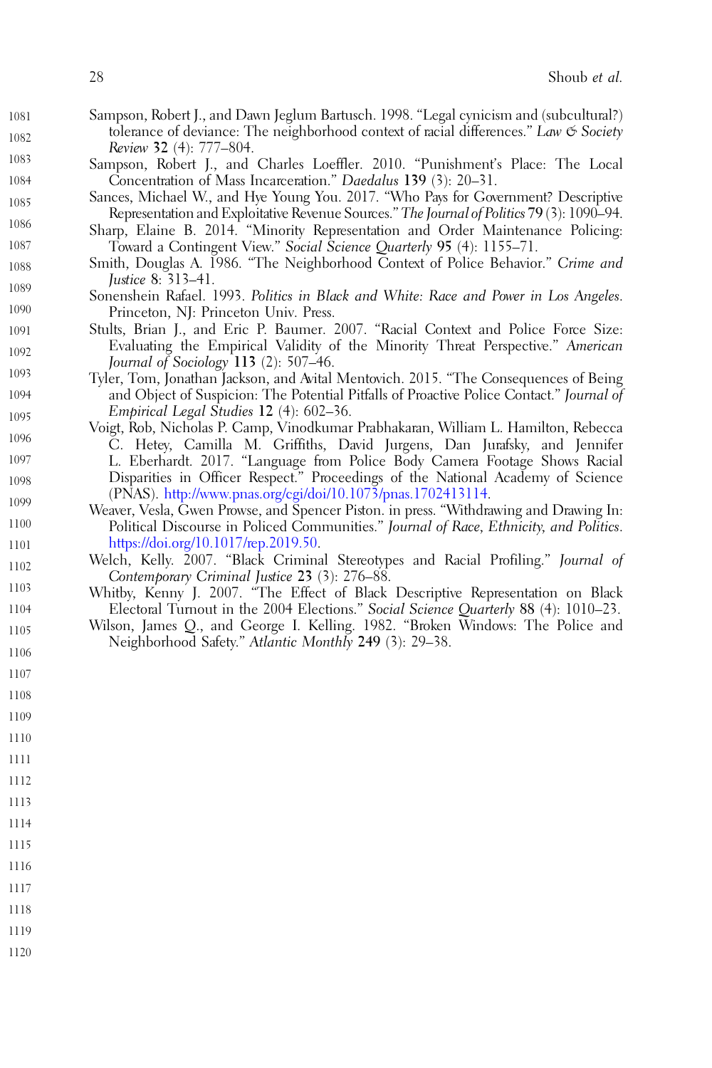Sampson, Robert J., and Dawn Jeglum Bartusch. 1998. "Legal cynicism and (subcultural?) tolerance of deviance: The neighborhood context of racial differences." *Law & Society Review* **32** (4): 777–804.

Sampson, Robert J., and Charles Loeffler. 2010. "Punishment's Place: The Local Concentration of Mass Incarceration." *Daedalus* **139** (3): 20–31.

Sances, Michael W., and Hye Young You. 2017. "Who Pays for Government? Descriptive Representation and Exploitative Revenue Sources." *The Journal of Politics* **79** (3): 1090–94.

Sharp, Elaine B. 2014. "Minority Representation and Order Maintenance Policing: Toward a Contingent View." *Social Science Quarterly* **95** (4): 1155–71.

Smith, Douglas A. 1986. "The Neighborhood Context of Police Behavior." *Crime and Justice* 8: 313–41.

Sonenshein Rafael. 1993. *Politics in Black and White: Race and Power in Los Angeles*. Princeton, NJ: Princeton Univ. Press.

Stults, Brian J., and Eric P. Baumer. 2007. "Racial Context and Police Force Size: Evaluating the Empirical Validity of the Minority Threat Perspective." *American Journal of Sociology* **113** (2): 507–46.

Tyler, Tom, Jonathan Jackson, and Avital Mentovich. 2015. "The Consequences of Being and Object of Suspicion: The Potential Pitfalls of Proactive Police Contact." *Journal of Empirical Legal Studies* **12** (4): 602–36.

Voigt, Rob, Nicholas P. Camp, Vinodkumar Prabhakaran, William L. Hamilton, Rebecca C. Hetey, Camilla M. Griffiths, David Jurgens, Dan Jurafsky, and Jennifer L. Eberhardt. 2017. "Language from Police Body Camera Footage Shows Racial Disparities in Officer Respect." Proceedings of the National Academy of Science (PNAS). http://www.pnas.org/cgi/doi/10.1073/pnas.1702413114.

Weaver, Vesla, Gwen Prowse, and Spencer Piston. in press. "Withdrawing and Drawing In: Political Discourse in Policed Communities." *Journal of Race, Ethnicity, and Politics*. https://doi.org/10.1017/rep.2019.50.

Welch, Kelly. 2007. "Black Criminal Stereotypes and Racial Profiling." *Journal of Contemporary Criminal Justice* **23** (3): 276–88.

Whitby, Kenny J. 2007. "The Effect of Black Descriptive Representation on Black Electoral Turnout in the 2004 Elections." *Social Science Quarterly* **88** (4): 1010–23.

Wilson, James Q., and George I. Kelling. 1982. "Broken Windows: The Police and Neighborhood Safety." *Atlantic Monthly* **249** (3): 29–38.